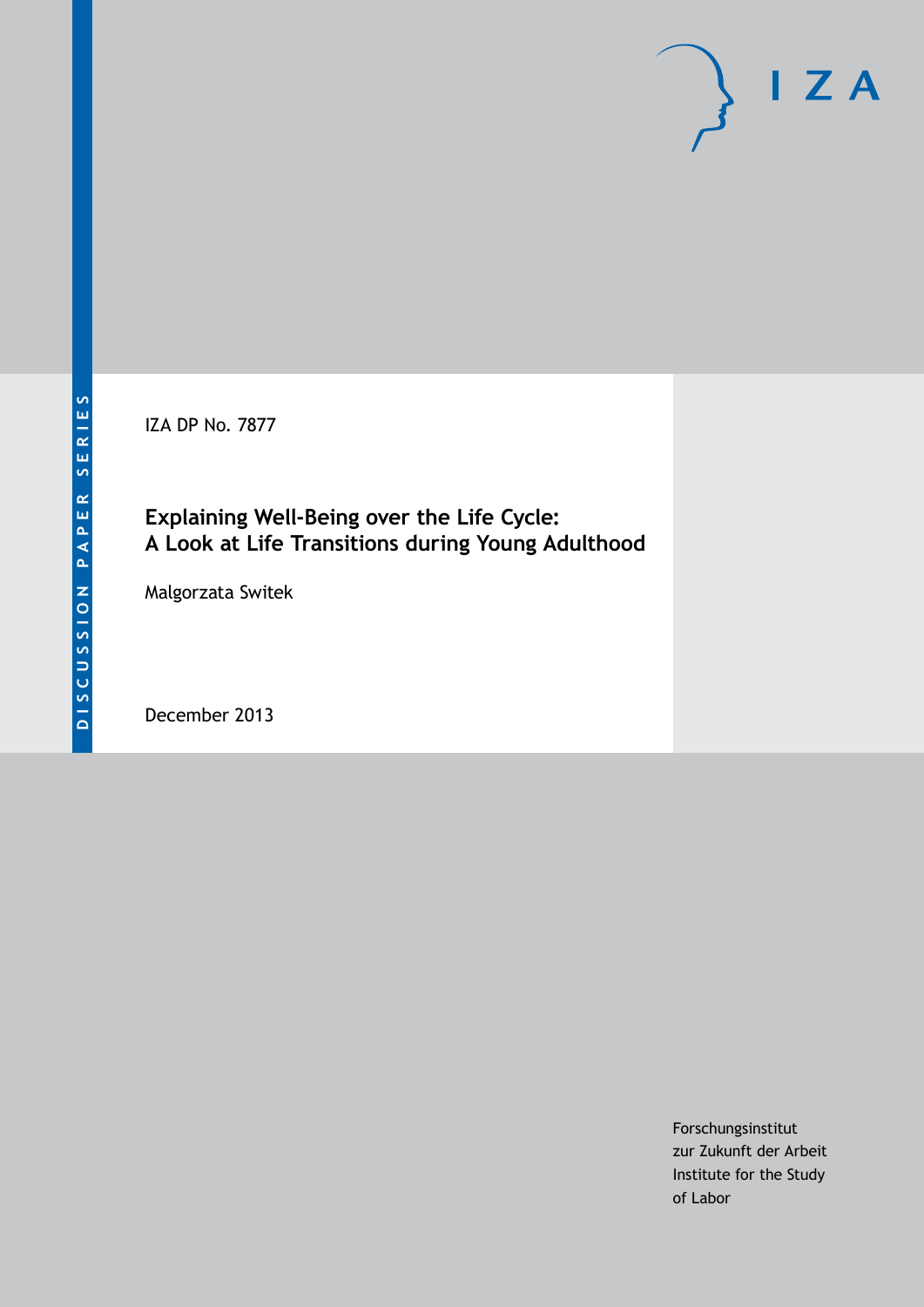DISCUSSION PAPER SERIES

IZA

IZA DP No. 7877

# Explaining Well-Being over the Life Cycle: A Look at Life Transitions during Young Adulthood

Malgorzata Switek

December 2013

Forschungsinstitut
zur Zukunft der Arbeit
Institute for the Study
of Labor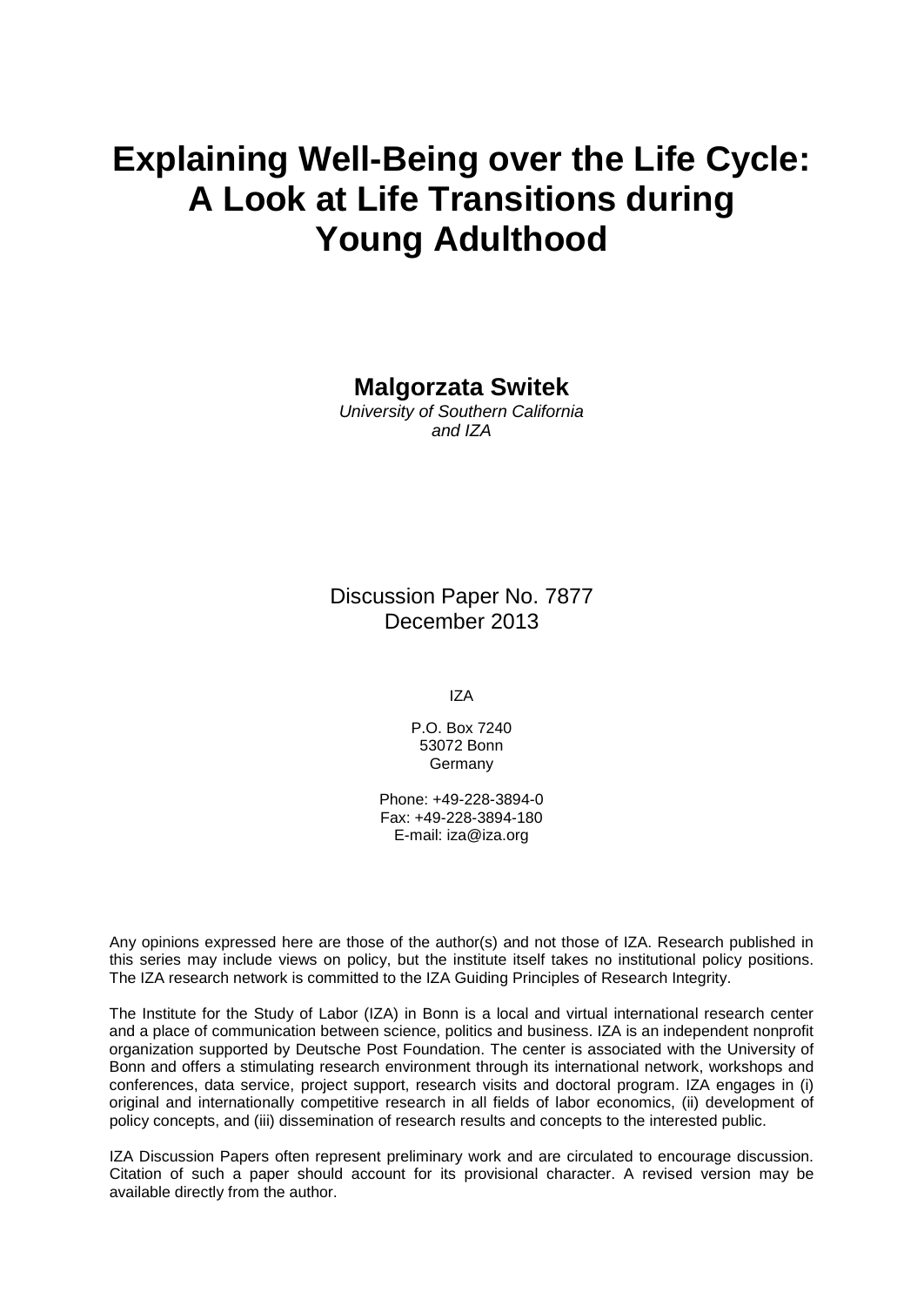# Explaining Well-Being over the Life Cycle: A Look at Life Transitions during Young Adulthood

**Malgorzata Switek**
*University of Southern California and IZA*

Discussion Paper No. 7877
December 2013

IZA

P.O. Box 7240
53072 Bonn
Germany

Phone: +49-228-3894-0
Fax: +49-228-3894-180
E-mail: iza@iza.org

Any opinions expressed here are those of the author(s) and not those of IZA. Research published in this series may include views on policy, but the institute itself takes no institutional policy positions. The IZA research network is committed to the IZA Guiding Principles of Research Integrity.

The Institute for the Study of Labor (IZA) in Bonn is a local and virtual international research center and a place of communication between science, politics and business. IZA is an independent nonprofit organization supported by Deutsche Post Foundation. The center is associated with the University of Bonn and offers a stimulating research environment through its international network, workshops and conferences, data service, project support, research visits and doctoral program. IZA engages in (i) original and internationally competitive research in all fields of labor economics, (ii) development of policy concepts, and (iii) dissemination of research results and concepts to the interested public.

IZA Discussion Papers often represent preliminary work and are circulated to encourage discussion. Citation of such a paper should account for its provisional character. A revised version may be available directly from the author.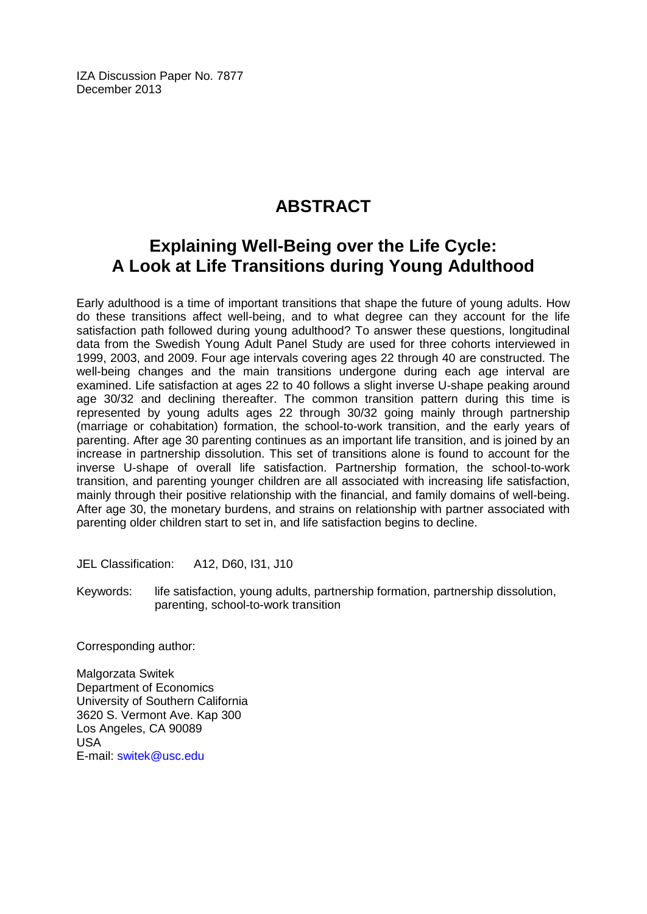IZA Discussion Paper No. 7877
December 2013

# ABSTRACT

## Explaining Well-Being over the Life Cycle: A Look at Life Transitions during Young Adulthood

Early adulthood is a time of important transitions that shape the future of young adults. How do these transitions affect well-being, and to what degree can they account for the life satisfaction path followed during young adulthood? To answer these questions, longitudinal data from the Swedish Young Adult Panel Study are used for three cohorts interviewed in 1999, 2003, and 2009. Four age intervals covering ages 22 through 40 are constructed. The well-being changes and the main transitions undergone during each age interval are examined. Life satisfaction at ages 22 to 40 follows a slight inverse U-shape peaking around age 30/32 and declining thereafter. The common transition pattern during this time is represented by young adults ages 22 through 30/32 going mainly through partnership (marriage or cohabitation) formation, the school-to-work transition, and the early years of parenting. After age 30 parenting continues as an important life transition, and is joined by an increase in partnership dissolution. This set of transitions alone is found to account for the inverse U-shape of overall life satisfaction. Partnership formation, the school-to-work transition, and parenting younger children are all associated with increasing life satisfaction, mainly through their positive relationship with the financial, and family domains of well-being. After age 30, the monetary burdens, and strains on relationship with partner associated with parenting older children start to set in, and life satisfaction begins to decline.

JEL Classification: A12, D60, I31, J10

Keywords: life satisfaction, young adults, partnership formation, partnership dissolution, parenting, school-to-work transition

Corresponding author:

Malgorzata Switek
Department of Economics
University of Southern California
3620 S. Vermont Ave. Kap 300
Los Angeles, CA 90089
USA
E-mail: switek@usc.edu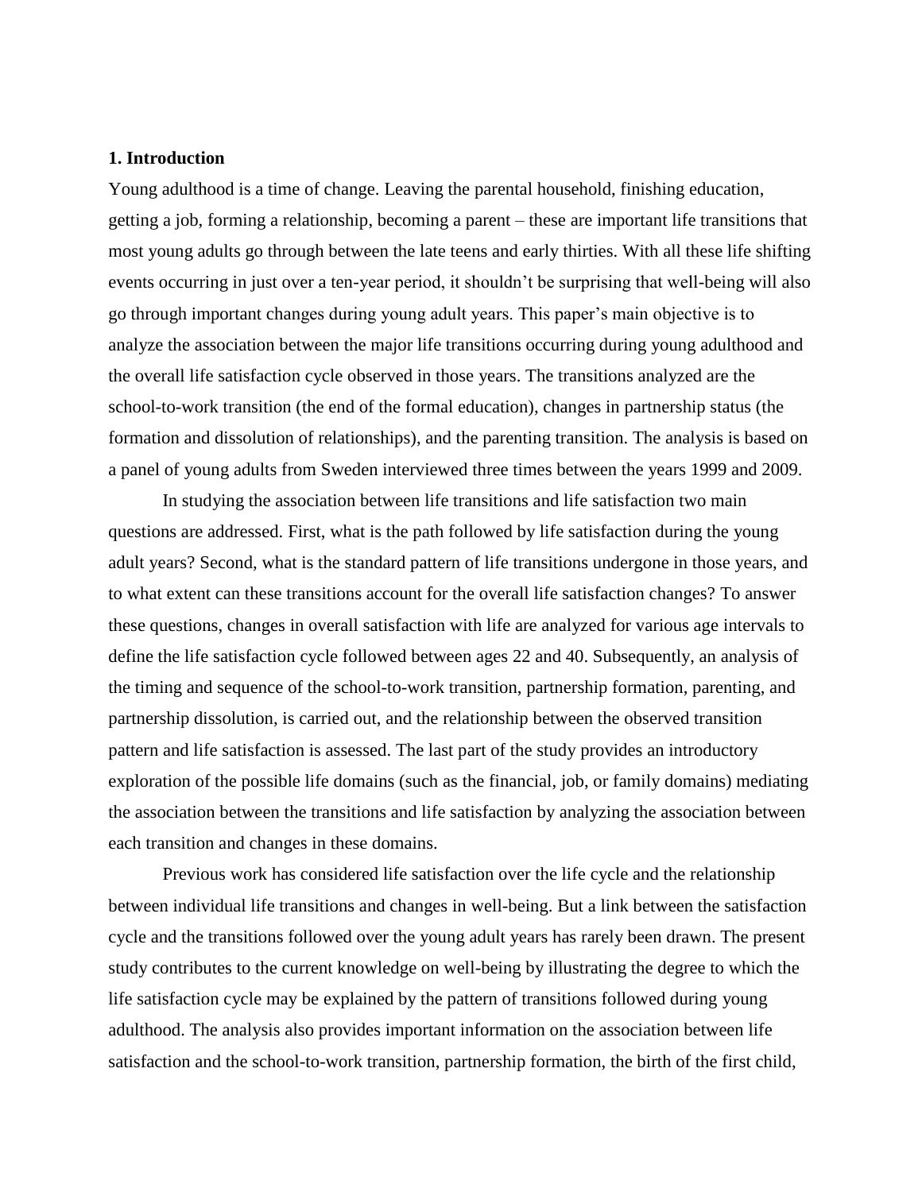## 1. Introduction

Young adulthood is a time of change. Leaving the parental household, finishing education, getting a job, forming a relationship, becoming a parent – these are important life transitions that most young adults go through between the late teens and early thirties. With all these life shifting events occurring in just over a ten-year period, it shouldn't be surprising that well-being will also go through important changes during young adult years. This paper's main objective is to analyze the association between the major life transitions occurring during young adulthood and the overall life satisfaction cycle observed in those years. The transitions analyzed are the school-to-work transition (the end of the formal education), changes in partnership status (the formation and dissolution of relationships), and the parenting transition. The analysis is based on a panel of young adults from Sweden interviewed three times between the years 1999 and 2009.

In studying the association between life transitions and life satisfaction two main questions are addressed. First, what is the path followed by life satisfaction during the young adult years? Second, what is the standard pattern of life transitions undergone in those years, and to what extent can these transitions account for the overall life satisfaction changes? To answer these questions, changes in overall satisfaction with life are analyzed for various age intervals to define the life satisfaction cycle followed between ages 22 and 40. Subsequently, an analysis of the timing and sequence of the school-to-work transition, partnership formation, parenting, and partnership dissolution, is carried out, and the relationship between the observed transition pattern and life satisfaction is assessed. The last part of the study provides an introductory exploration of the possible life domains (such as the financial, job, or family domains) mediating the association between the transitions and life satisfaction by analyzing the association between each transition and changes in these domains.

Previous work has considered life satisfaction over the life cycle and the relationship between individual life transitions and changes in well-being. But a link between the satisfaction cycle and the transitions followed over the young adult years has rarely been drawn. The present study contributes to the current knowledge on well-being by illustrating the degree to which the life satisfaction cycle may be explained by the pattern of transitions followed during young adulthood. The analysis also provides important information on the association between life satisfaction and the school-to-work transition, partnership formation, the birth of the first child,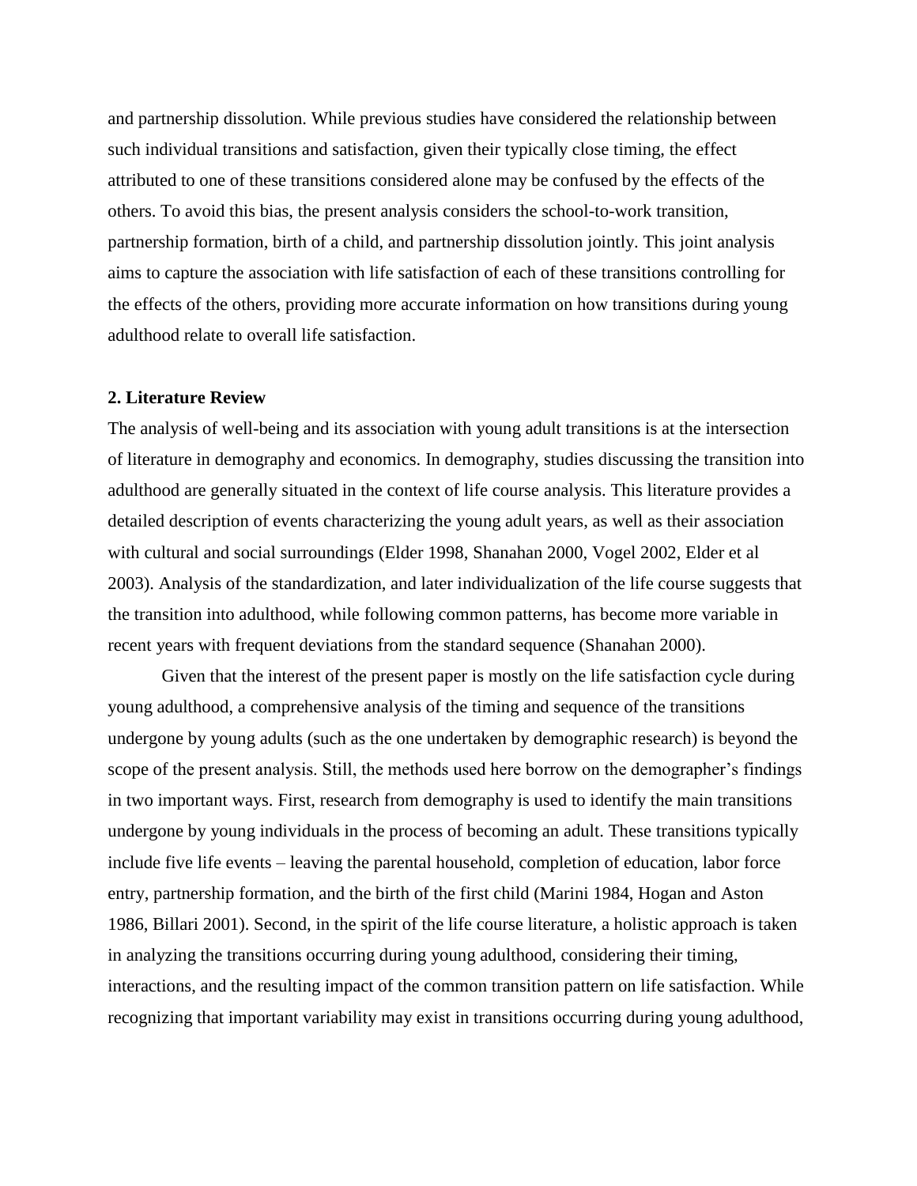and partnership dissolution. While previous studies have considered the relationship between such individual transitions and satisfaction, given their typically close timing, the effect attributed to one of these transitions considered alone may be confused by the effects of the others. To avoid this bias, the present analysis considers the school-to-work transition, partnership formation, birth of a child, and partnership dissolution jointly. This joint analysis aims to capture the association with life satisfaction of each of these transitions controlling for the effects of the others, providing more accurate information on how transitions during young adulthood relate to overall life satisfaction.

## 2. Literature Review

The analysis of well-being and its association with young adult transitions is at the intersection of literature in demography and economics. In demography, studies discussing the transition into adulthood are generally situated in the context of life course analysis. This literature provides a detailed description of events characterizing the young adult years, as well as their association with cultural and social surroundings (Elder 1998, Shanahan 2000, Vogel 2002, Elder et al 2003). Analysis of the standardization, and later individualization of the life course suggests that the transition into adulthood, while following common patterns, has become more variable in recent years with frequent deviations from the standard sequence (Shanahan 2000).

Given that the interest of the present paper is mostly on the life satisfaction cycle during young adulthood, a comprehensive analysis of the timing and sequence of the transitions undergone by young adults (such as the one undertaken by demographic research) is beyond the scope of the present analysis. Still, the methods used here borrow on the demographer's findings in two important ways. First, research from demography is used to identify the main transitions undergone by young individuals in the process of becoming an adult. These transitions typically include five life events – leaving the parental household, completion of education, labor force entry, partnership formation, and the birth of the first child (Marini 1984, Hogan and Aston 1986, Billari 2001). Second, in the spirit of the life course literature, a holistic approach is taken in analyzing the transitions occurring during young adulthood, considering their timing, interactions, and the resulting impact of the common transition pattern on life satisfaction. While recognizing that important variability may exist in transitions occurring during young adulthood,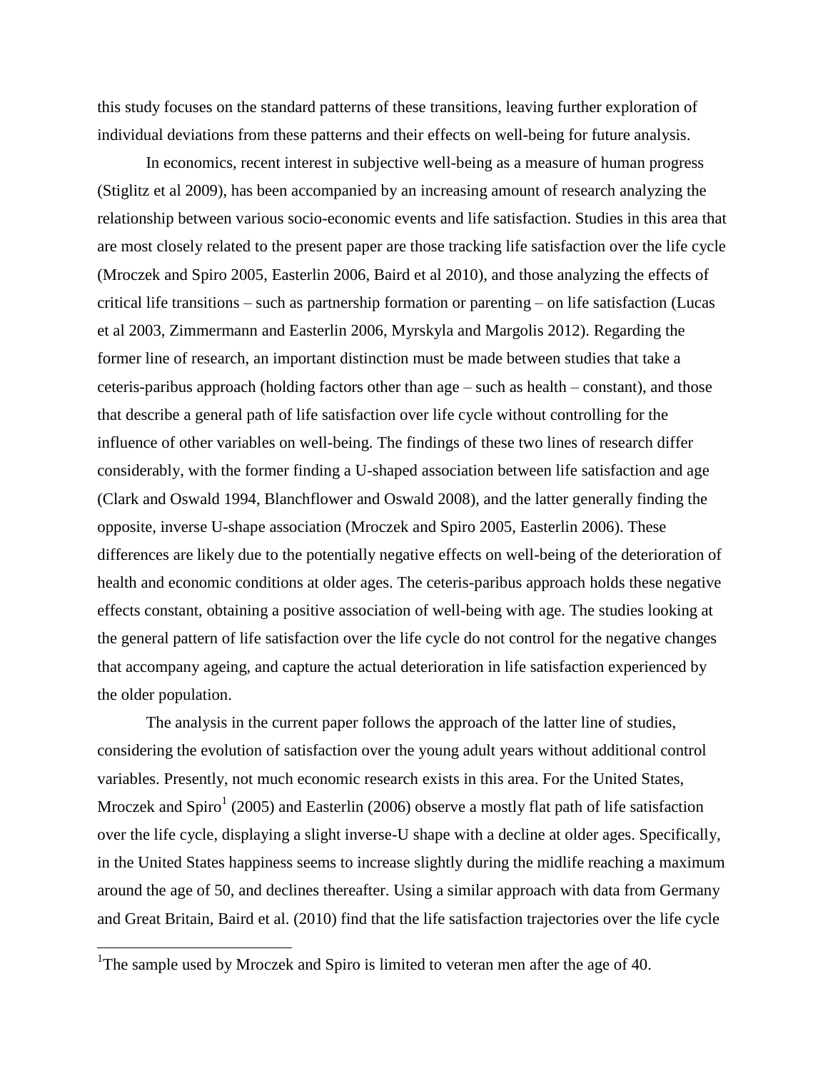this study focuses on the standard patterns of these transitions, leaving further exploration of individual deviations from these patterns and their effects on well-being for future analysis.

In economics, recent interest in subjective well-being as a measure of human progress (Stiglitz et al 2009), has been accompanied by an increasing amount of research analyzing the relationship between various socio-economic events and life satisfaction. Studies in this area that are most closely related to the present paper are those tracking life satisfaction over the life cycle (Mroczek and Spiro 2005, Easterlin 2006, Baird et al 2010), and those analyzing the effects of critical life transitions – such as partnership formation or parenting – on life satisfaction (Lucas et al 2003, Zimmermann and Easterlin 2006, Myrskyla and Margolis 2012). Regarding the former line of research, an important distinction must be made between studies that take a ceteris-paribus approach (holding factors other than age – such as health – constant), and those that describe a general path of life satisfaction over life cycle without controlling for the influence of other variables on well-being. The findings of these two lines of research differ considerably, with the former finding a U-shaped association between life satisfaction and age (Clark and Oswald 1994, Blanchflower and Oswald 2008), and the latter generally finding the opposite, inverse U-shape association (Mroczek and Spiro 2005, Easterlin 2006). These differences are likely due to the potentially negative effects on well-being of the deterioration of health and economic conditions at older ages. The ceteris-paribus approach holds these negative effects constant, obtaining a positive association of well-being with age. The studies looking at the general pattern of life satisfaction over the life cycle do not control for the negative changes that accompany ageing, and capture the actual deterioration in life satisfaction experienced by the older population.

The analysis in the current paper follows the approach of the latter line of studies, considering the evolution of satisfaction over the young adult years without additional control variables. Presently, not much economic research exists in this area. For the United States, Mroczek and Spiro[1] (2005) and Easterlin (2006) observe a mostly flat path of life satisfaction over the life cycle, displaying a slight inverse-U shape with a decline at older ages. Specifically, in the United States happiness seems to increase slightly during the midlife reaching a maximum around the age of 50, and declines thereafter. Using a similar approach with data from Germany and Great Britain, Baird et al. (2010) find that the life satisfaction trajectories over the life cycle

[1]The sample used by Mroczek and Spiro is limited to veteran men after the age of 40.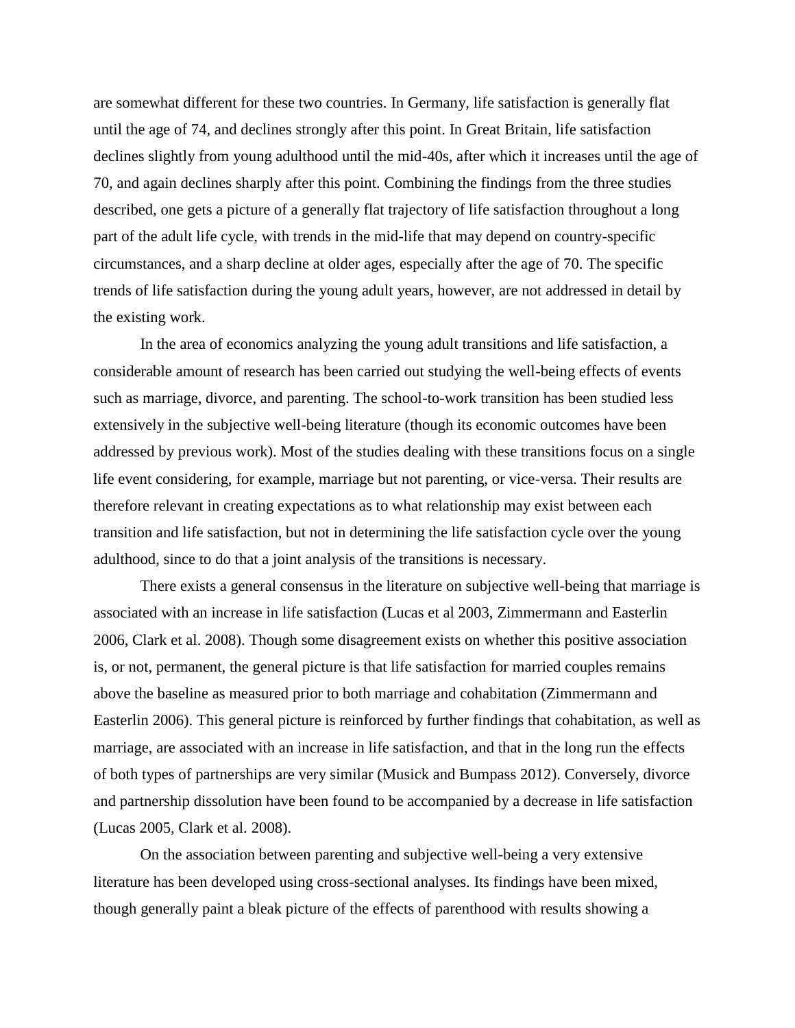are somewhat different for these two countries. In Germany, life satisfaction is generally flat until the age of 74, and declines strongly after this point. In Great Britain, life satisfaction declines slightly from young adulthood until the mid-40s, after which it increases until the age of 70, and again declines sharply after this point. Combining the findings from the three studies described, one gets a picture of a generally flat trajectory of life satisfaction throughout a long part of the adult life cycle, with trends in the mid-life that may depend on country-specific circumstances, and a sharp decline at older ages, especially after the age of 70. The specific trends of life satisfaction during the young adult years, however, are not addressed in detail by the existing work.

In the area of economics analyzing the young adult transitions and life satisfaction, a considerable amount of research has been carried out studying the well-being effects of events such as marriage, divorce, and parenting. The school-to-work transition has been studied less extensively in the subjective well-being literature (though its economic outcomes have been addressed by previous work). Most of the studies dealing with these transitions focus on a single life event considering, for example, marriage but not parenting, or vice-versa. Their results are therefore relevant in creating expectations as to what relationship may exist between each transition and life satisfaction, but not in determining the life satisfaction cycle over the young adulthood, since to do that a joint analysis of the transitions is necessary.

There exists a general consensus in the literature on subjective well-being that marriage is associated with an increase in life satisfaction (Lucas et al 2003, Zimmermann and Easterlin 2006, Clark et al. 2008). Though some disagreement exists on whether this positive association is, or not, permanent, the general picture is that life satisfaction for married couples remains above the baseline as measured prior to both marriage and cohabitation (Zimmermann and Easterlin 2006). This general picture is reinforced by further findings that cohabitation, as well as marriage, are associated with an increase in life satisfaction, and that in the long run the effects of both types of partnerships are very similar (Musick and Bumpass 2012). Conversely, divorce and partnership dissolution have been found to be accompanied by a decrease in life satisfaction (Lucas 2005, Clark et al. 2008).

On the association between parenting and subjective well-being a very extensive literature has been developed using cross-sectional analyses. Its findings have been mixed, though generally paint a bleak picture of the effects of parenthood with results showing a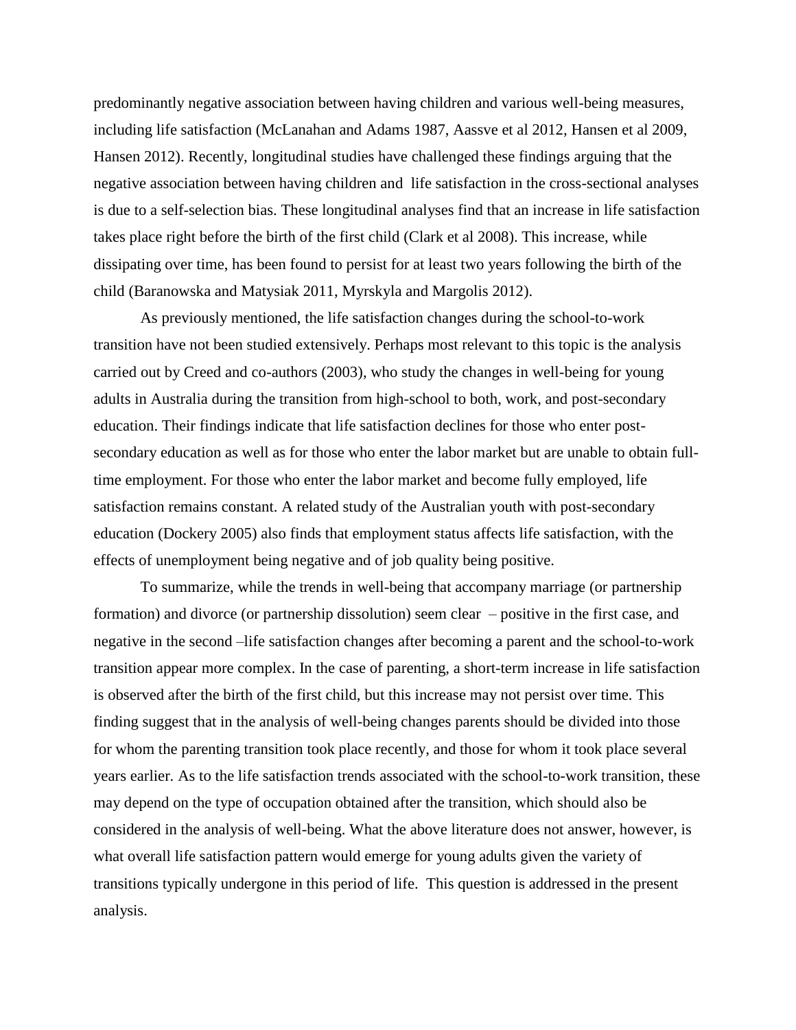predominantly negative association between having children and various well-being measures, including life satisfaction (McLanahan and Adams 1987, Aassve et al 2012, Hansen et al 2009, Hansen 2012). Recently, longitudinal studies have challenged these findings arguing that the negative association between having children and life satisfaction in the cross-sectional analyses is due to a self-selection bias. These longitudinal analyses find that an increase in life satisfaction takes place right before the birth of the first child (Clark et al 2008). This increase, while dissipating over time, has been found to persist for at least two years following the birth of the child (Baranowska and Matysiak 2011, Myrskyla and Margolis 2012).

As previously mentioned, the life satisfaction changes during the school-to-work transition have not been studied extensively. Perhaps most relevant to this topic is the analysis carried out by Creed and co-authors (2003), who study the changes in well-being for young adults in Australia during the transition from high-school to both, work, and post-secondary education. Their findings indicate that life satisfaction declines for those who enter post-secondary education as well as for those who enter the labor market but are unable to obtain full-time employment. For those who enter the labor market and become fully employed, life satisfaction remains constant. A related study of the Australian youth with post-secondary education (Dockery 2005) also finds that employment status affects life satisfaction, with the effects of unemployment being negative and of job quality being positive.

To summarize, while the trends in well-being that accompany marriage (or partnership formation) and divorce (or partnership dissolution) seem clear – positive in the first case, and negative in the second –life satisfaction changes after becoming a parent and the school-to-work transition appear more complex. In the case of parenting, a short-term increase in life satisfaction is observed after the birth of the first child, but this increase may not persist over time. This finding suggest that in the analysis of well-being changes parents should be divided into those for whom the parenting transition took place recently, and those for whom it took place several years earlier. As to the life satisfaction trends associated with the school-to-work transition, these may depend on the type of occupation obtained after the transition, which should also be considered in the analysis of well-being. What the above literature does not answer, however, is what overall life satisfaction pattern would emerge for young adults given the variety of transitions typically undergone in this period of life. This question is addressed in the present analysis.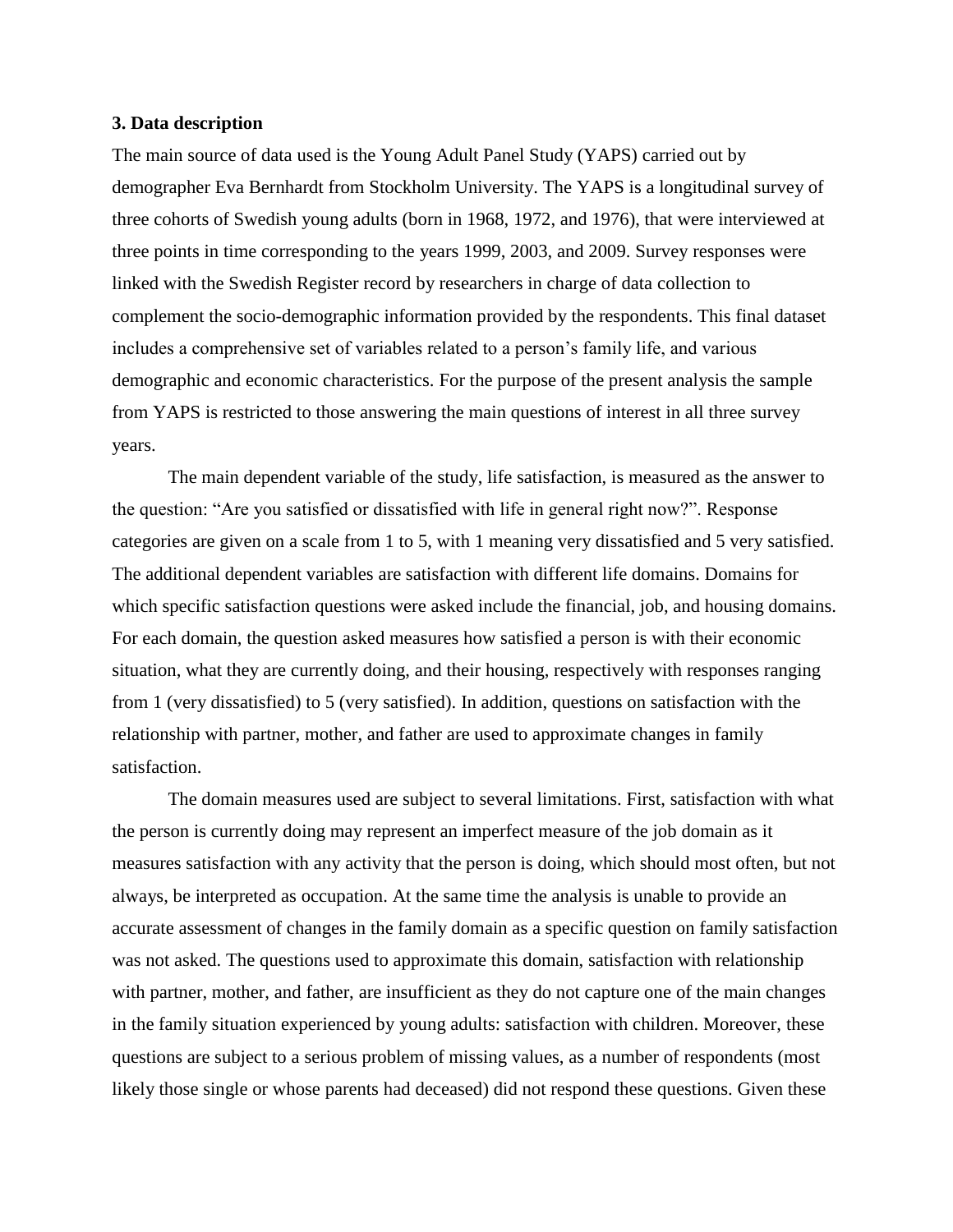### 3. Data description

The main source of data used is the Young Adult Panel Study (YAPS) carried out by demographer Eva Bernhardt from Stockholm University. The YAPS is a longitudinal survey of three cohorts of Swedish young adults (born in 1968, 1972, and 1976), that were interviewed at three points in time corresponding to the years 1999, 2003, and 2009. Survey responses were linked with the Swedish Register record by researchers in charge of data collection to complement the socio-demographic information provided by the respondents. This final dataset includes a comprehensive set of variables related to a person's family life, and various demographic and economic characteristics. For the purpose of the present analysis the sample from YAPS is restricted to those answering the main questions of interest in all three survey years.

The main dependent variable of the study, life satisfaction, is measured as the answer to the question: "Are you satisfied or dissatisfied with life in general right now?". Response categories are given on a scale from 1 to 5, with 1 meaning very dissatisfied and 5 very satisfied. The additional dependent variables are satisfaction with different life domains. Domains for which specific satisfaction questions were asked include the financial, job, and housing domains. For each domain, the question asked measures how satisfied a person is with their economic situation, what they are currently doing, and their housing, respectively with responses ranging from 1 (very dissatisfied) to 5 (very satisfied). In addition, questions on satisfaction with the relationship with partner, mother, and father are used to approximate changes in family satisfaction.

The domain measures used are subject to several limitations. First, satisfaction with what the person is currently doing may represent an imperfect measure of the job domain as it measures satisfaction with any activity that the person is doing, which should most often, but not always, be interpreted as occupation. At the same time the analysis is unable to provide an accurate assessment of changes in the family domain as a specific question on family satisfaction was not asked. The questions used to approximate this domain, satisfaction with relationship with partner, mother, and father, are insufficient as they do not capture one of the main changes in the family situation experienced by young adults: satisfaction with children. Moreover, these questions are subject to a serious problem of missing values, as a number of respondents (most likely those single or whose parents had deceased) did not respond these questions. Given these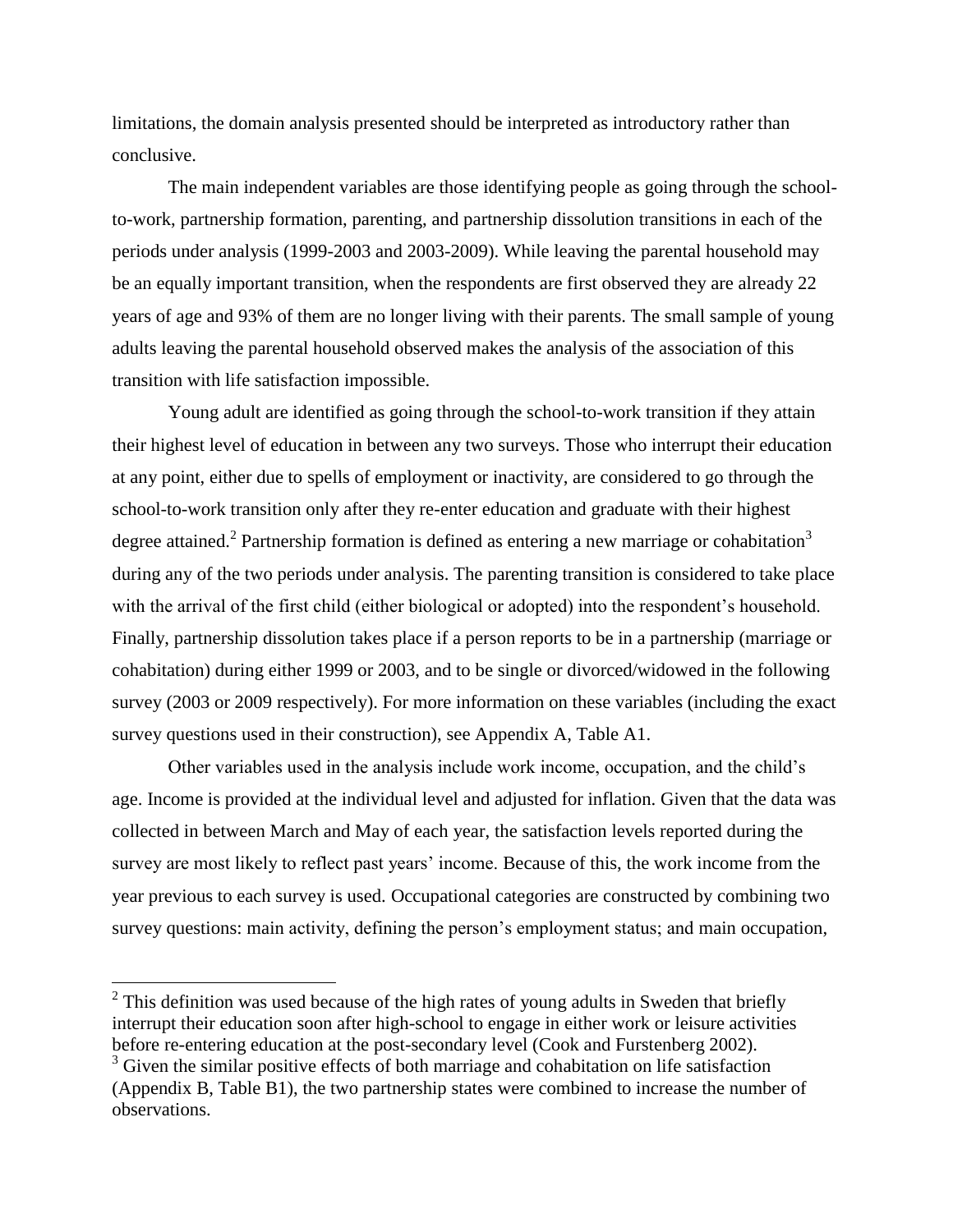limitations, the domain analysis presented should be interpreted as introductory rather than conclusive.

The main independent variables are those identifying people as going through the school-to-work, partnership formation, parenting, and partnership dissolution transitions in each of the periods under analysis (1999-2003 and 2003-2009). While leaving the parental household may be an equally important transition, when the respondents are first observed they are already 22 years of age and 93% of them are no longer living with their parents. The small sample of young adults leaving the parental household observed makes the analysis of the association of this transition with life satisfaction impossible.

Young adult are identified as going through the school-to-work transition if they attain their highest level of education in between any two surveys. Those who interrupt their education at any point, either due to spells of employment or inactivity, are considered to go through the school-to-work transition only after they re-enter education and graduate with their highest degree attained.[2] Partnership formation is defined as entering a new marriage or cohabitation[3] during any of the two periods under analysis. The parenting transition is considered to take place with the arrival of the first child (either biological or adopted) into the respondent's household. Finally, partnership dissolution takes place if a person reports to be in a partnership (marriage or cohabitation) during either 1999 or 2003, and to be single or divorced/widowed in the following survey (2003 or 2009 respectively). For more information on these variables (including the exact survey questions used in their construction), see Appendix A, Table A1.

Other variables used in the analysis include work income, occupation, and the child's age. Income is provided at the individual level and adjusted for inflation. Given that the data was collected in between March and May of each year, the satisfaction levels reported during the survey are most likely to reflect past years' income. Because of this, the work income from the year previous to each survey is used. Occupational categories are constructed by combining two survey questions: main activity, defining the person's employment status; and main occupation,

---

[2] This definition was used because of the high rates of young adults in Sweden that briefly interrupt their education soon after high-school to engage in either work or leisure activities before re-entering education at the post-secondary level (Cook and Furstenberg 2002).

[3] Given the similar positive effects of both marriage and cohabitation on life satisfaction (Appendix B, Table B1), the two partnership states were combined to increase the number of observations.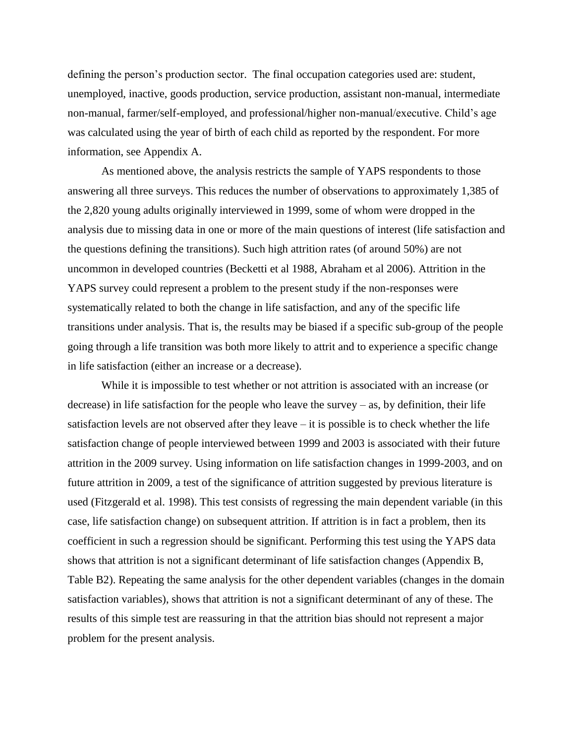defining the person's production sector. The final occupation categories used are: student, unemployed, inactive, goods production, service production, assistant non-manual, intermediate non-manual, farmer/self-employed, and professional/higher non-manual/executive. Child's age was calculated using the year of birth of each child as reported by the respondent. For more information, see Appendix A.

As mentioned above, the analysis restricts the sample of YAPS respondents to those answering all three surveys. This reduces the number of observations to approximately 1,385 of the 2,820 young adults originally interviewed in 1999, some of whom were dropped in the analysis due to missing data in one or more of the main questions of interest (life satisfaction and the questions defining the transitions). Such high attrition rates (of around 50%) are not uncommon in developed countries (Becketti et al 1988, Abraham et al 2006). Attrition in the YAPS survey could represent a problem to the present study if the non-responses were systematically related to both the change in life satisfaction, and any of the specific life transitions under analysis. That is, the results may be biased if a specific sub-group of the people going through a life transition was both more likely to attrit and to experience a specific change in life satisfaction (either an increase or a decrease).

While it is impossible to test whether or not attrition is associated with an increase (or decrease) in life satisfaction for the people who leave the survey – as, by definition, their life satisfaction levels are not observed after they leave – it is possible is to check whether the life satisfaction change of people interviewed between 1999 and 2003 is associated with their future attrition in the 2009 survey. Using information on life satisfaction changes in 1999-2003, and on future attrition in 2009, a test of the significance of attrition suggested by previous literature is used (Fitzgerald et al. 1998). This test consists of regressing the main dependent variable (in this case, life satisfaction change) on subsequent attrition. If attrition is in fact a problem, then its coefficient in such a regression should be significant. Performing this test using the YAPS data shows that attrition is not a significant determinant of life satisfaction changes (Appendix B, Table B2). Repeating the same analysis for the other dependent variables (changes in the domain satisfaction variables), shows that attrition is not a significant determinant of any of these. The results of this simple test are reassuring in that the attrition bias should not represent a major problem for the present analysis.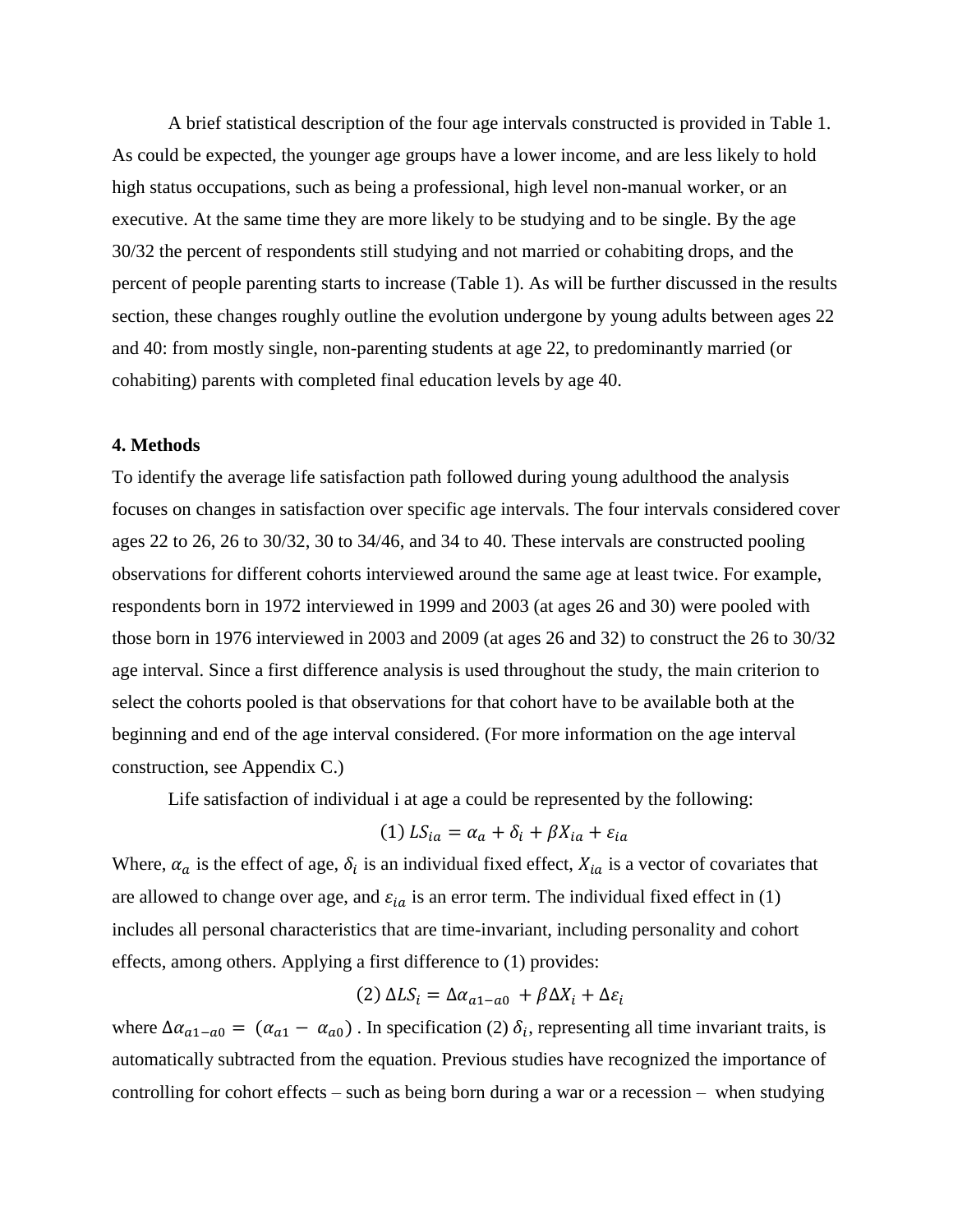A brief statistical description of the four age intervals constructed is provided in Table 1. As could be expected, the younger age groups have a lower income, and are less likely to hold high status occupations, such as being a professional, high level non-manual worker, or an executive. At the same time they are more likely to be studying and to be single. By the age 30/32 the percent of respondents still studying and not married or cohabiting drops, and the percent of people parenting starts to increase (Table 1). As will be further discussed in the results section, these changes roughly outline the evolution undergone by young adults between ages 22 and 40: from mostly single, non-parenting students at age 22, to predominantly married (or cohabiting) parents with completed final education levels by age 40.

## 4. Methods

To identify the average life satisfaction path followed during young adulthood the analysis focuses on changes in satisfaction over specific age intervals. The four intervals considered cover ages 22 to 26, 26 to 30/32, 30 to 34/46, and 34 to 40. These intervals are constructed pooling observations for different cohorts interviewed around the same age at least twice. For example, respondents born in 1972 interviewed in 1999 and 2003 (at ages 26 and 30) were pooled with those born in 1976 interviewed in 2003 and 2009 (at ages 26 and 32) to construct the 26 to 30/32 age interval. Since a first difference analysis is used throughout the study, the main criterion to select the cohorts pooled is that observations for that cohort have to be available both at the beginning and end of the age interval considered. (For more information on the age interval construction, see Appendix C.)

Life satisfaction of individual i at age a could be represented by the following:

$$(1)\ LS_{ia} = \alpha_a + \delta_i + \beta X_{ia} + \varepsilon_{ia}$$

Where, $\alpha_a$ is the effect of age, $\delta_i$ is an individual fixed effect, $X_{ia}$ is a vector of covariates that are allowed to change over age, and $\varepsilon_{ia}$ is an error term. The individual fixed effect in (1) includes all personal characteristics that are time-invariant, including personality and cohort effects, among others. Applying a first difference to (1) provides:

$$(2)\ \Delta LS_i = \Delta\alpha_{a1-a0} + \beta \Delta X_i + \Delta\varepsilon_i$$

where $\Delta\alpha_{a1-a0} = (\alpha_{a1} - \alpha_{a0})$ . In specification (2) $\delta_i$, representing all time invariant traits, is automatically subtracted from the equation. Previous studies have recognized the importance of controlling for cohort effects – such as being born during a war or a recession – when studying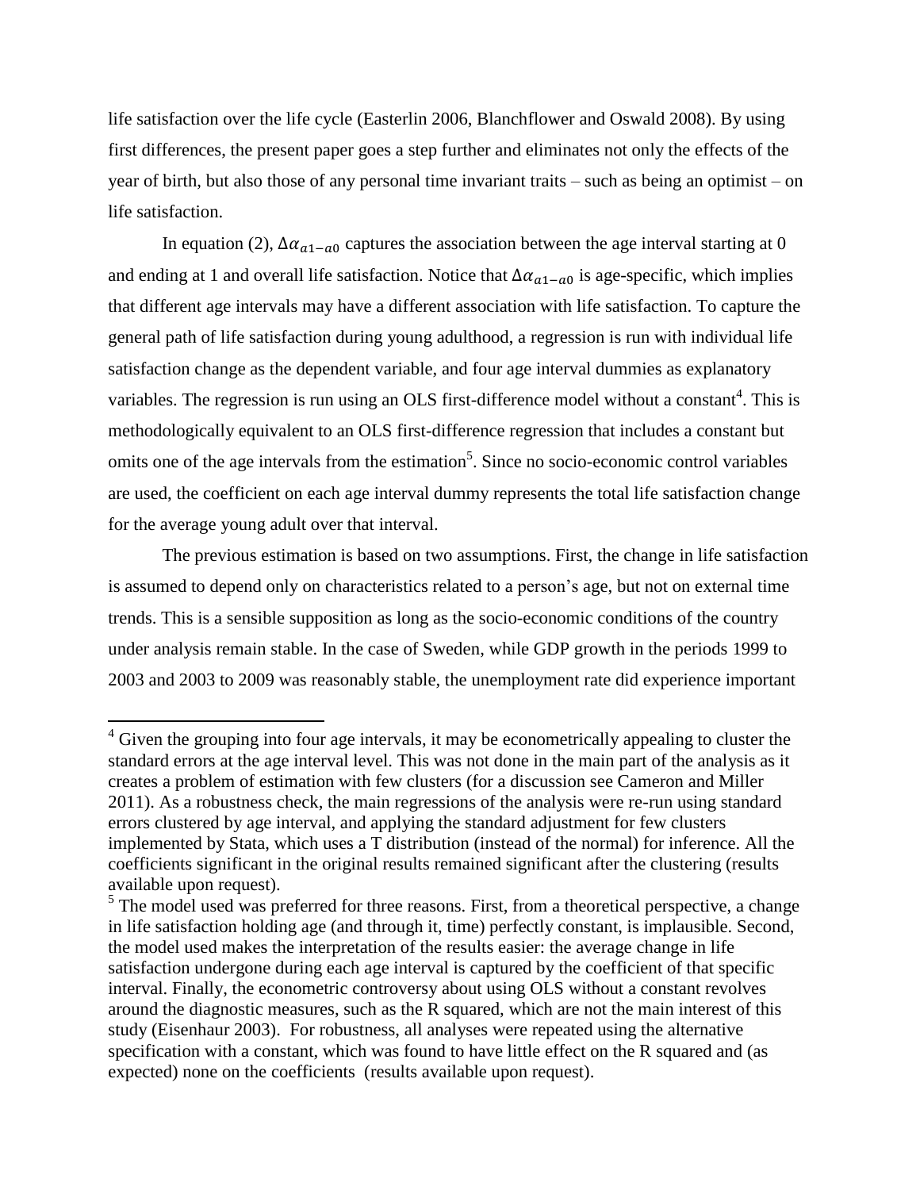life satisfaction over the life cycle (Easterlin 2006, Blanchflower and Oswald 2008). By using first differences, the present paper goes a step further and eliminates not only the effects of the year of birth, but also those of any personal time invariant traits – such as being an optimist – on life satisfaction.

In equation (2), $\Delta\alpha_{a1-a0}$ captures the association between the age interval starting at 0 and ending at 1 and overall life satisfaction. Notice that $\Delta\alpha_{a1-a0}$ is age-specific, which implies that different age intervals may have a different association with life satisfaction. To capture the general path of life satisfaction during young adulthood, a regression is run with individual life satisfaction change as the dependent variable, and four age interval dummies as explanatory variables. The regression is run using an OLS first-difference model without a constant[4]. This is methodologically equivalent to an OLS first-difference regression that includes a constant but omits one of the age intervals from the estimation[5]. Since no socio-economic control variables are used, the coefficient on each age interval dummy represents the total life satisfaction change for the average young adult over that interval.

The previous estimation is based on two assumptions. First, the change in life satisfaction is assumed to depend only on characteristics related to a person's age, but not on external time trends. This is a sensible supposition as long as the socio-economic conditions of the country under analysis remain stable. In the case of Sweden, while GDP growth in the periods 1999 to 2003 and 2003 to 2009 was reasonably stable, the unemployment rate did experience important

---

[4] Given the grouping into four age intervals, it may be econometrically appealing to cluster the standard errors at the age interval level. This was not done in the main part of the analysis as it creates a problem of estimation with few clusters (for a discussion see Cameron and Miller 2011). As a robustness check, the main regressions of the analysis were re-run using standard errors clustered by age interval, and applying the standard adjustment for few clusters implemented by Stata, which uses a T distribution (instead of the normal) for inference. All the coefficients significant in the original results remained significant after the clustering (results available upon request).

[5] The model used was preferred for three reasons. First, from a theoretical perspective, a change in life satisfaction holding age (and through it, time) perfectly constant, is implausible. Second, the model used makes the interpretation of the results easier: the average change in life satisfaction undergone during each age interval is captured by the coefficient of that specific interval. Finally, the econometric controversy about using OLS without a constant revolves around the diagnostic measures, such as the R squared, which are not the main interest of this study (Eisenhaur 2003). For robustness, all analyses were repeated using the alternative specification with a constant, which was found to have little effect on the R squared and (as expected) none on the coefficients (results available upon request).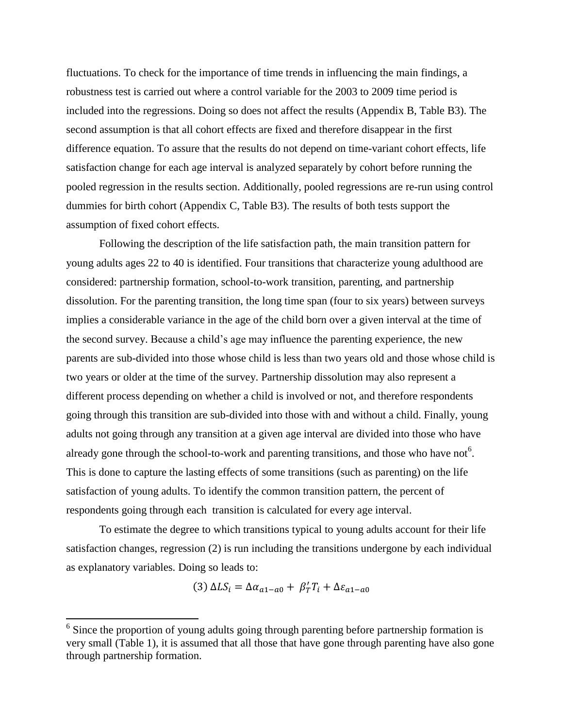fluctuations. To check for the importance of time trends in influencing the main findings, a robustness test is carried out where a control variable for the 2003 to 2009 time period is included into the regressions. Doing so does not affect the results (Appendix B, Table B3). The second assumption is that all cohort effects are fixed and therefore disappear in the first difference equation. To assure that the results do not depend on time-variant cohort effects, life satisfaction change for each age interval is analyzed separately by cohort before running the pooled regression in the results section. Additionally, pooled regressions are re-run using control dummies for birth cohort (Appendix C, Table B3). The results of both tests support the assumption of fixed cohort effects.

Following the description of the life satisfaction path, the main transition pattern for young adults ages 22 to 40 is identified. Four transitions that characterize young adulthood are considered: partnership formation, school-to-work transition, parenting, and partnership dissolution. For the parenting transition, the long time span (four to six years) between surveys implies a considerable variance in the age of the child born over a given interval at the time of the second survey. Because a child's age may influence the parenting experience, the new parents are sub-divided into those whose child is less than two years old and those whose child is two years or older at the time of the survey. Partnership dissolution may also represent a different process depending on whether a child is involved or not, and therefore respondents going through this transition are sub-divided into those with and without a child. Finally, young adults not going through any transition at a given age interval are divided into those who have already gone through the school-to-work and parenting transitions, and those who have not[6]. This is done to capture the lasting effects of some transitions (such as parenting) on the life satisfaction of young adults. To identify the common transition pattern, the percent of respondents going through each transition is calculated for every age interval.

To estimate the degree to which transitions typical to young adults account for their life satisfaction changes, regression (2) is run including the transitions undergone by each individual as explanatory variables. Doing so leads to:

$$(3)\ \Delta LS_i = \Delta\alpha_{a1-a0} + \beta_T' T_i + \Delta\varepsilon_{a1-a0}$$

[6] Since the proportion of young adults going through parenting before partnership formation is very small (Table 1), it is assumed that all those that have gone through parenting have also gone through partnership formation.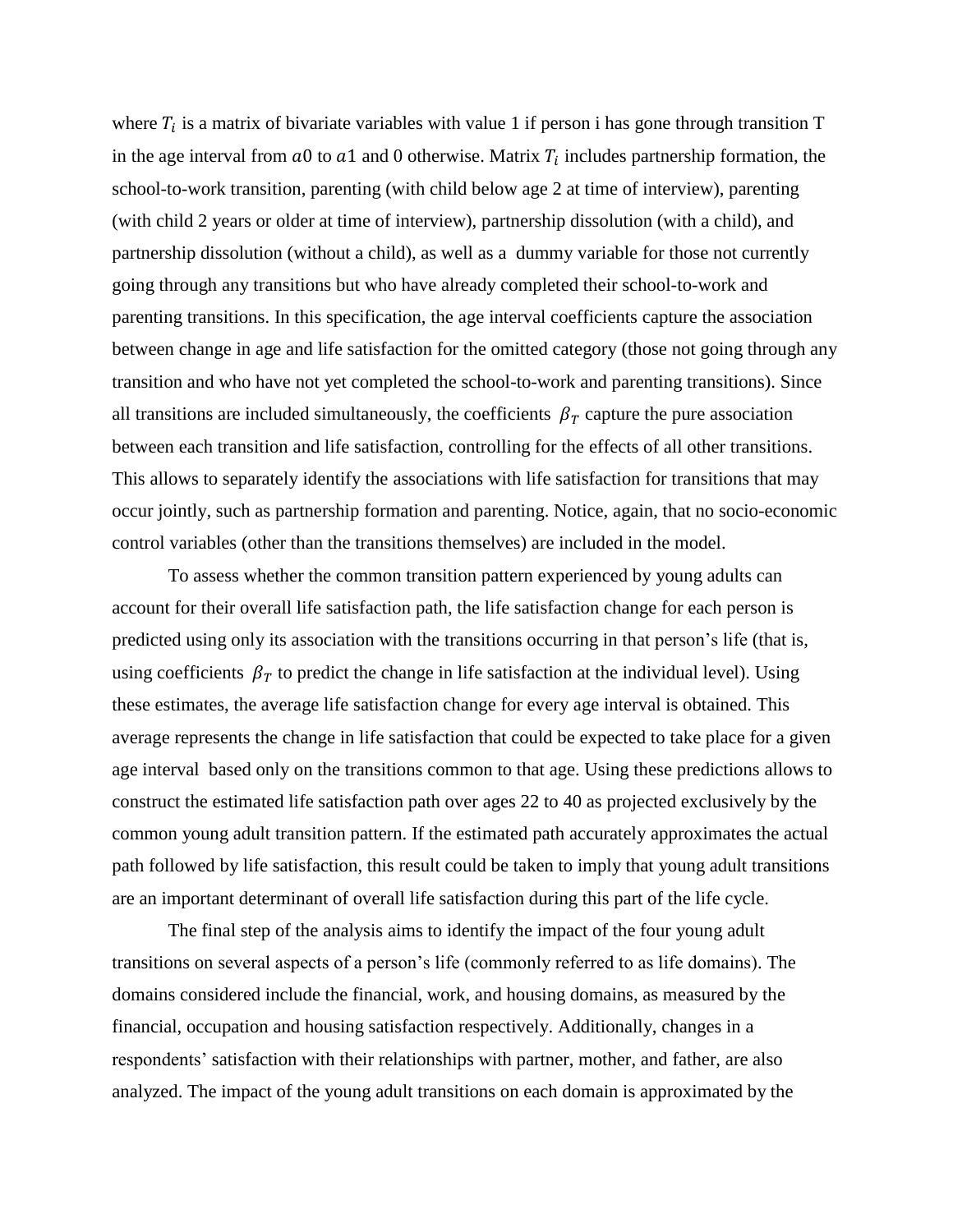where $T_i$ is a matrix of bivariate variables with value 1 if person i has gone through transition T in the age interval from $a0$ to $a1$ and 0 otherwise. Matrix $T_i$ includes partnership formation, the school-to-work transition, parenting (with child below age 2 at time of interview), parenting (with child 2 years or older at time of interview), partnership dissolution (with a child), and partnership dissolution (without a child), as well as a dummy variable for those not currently going through any transitions but who have already completed their school-to-work and parenting transitions. In this specification, the age interval coefficients capture the association between change in age and life satisfaction for the omitted category (those not going through any transition and who have not yet completed the school-to-work and parenting transitions). Since all transitions are included simultaneously, the coefficients $\beta_T$ capture the pure association between each transition and life satisfaction, controlling for the effects of all other transitions. This allows to separately identify the associations with life satisfaction for transitions that may occur jointly, such as partnership formation and parenting. Notice, again, that no socio-economic control variables (other than the transitions themselves) are included in the model.

To assess whether the common transition pattern experienced by young adults can account for their overall life satisfaction path, the life satisfaction change for each person is predicted using only its association with the transitions occurring in that person's life (that is, using coefficients $\beta_T$ to predict the change in life satisfaction at the individual level). Using these estimates, the average life satisfaction change for every age interval is obtained. This average represents the change in life satisfaction that could be expected to take place for a given age interval based only on the transitions common to that age. Using these predictions allows to construct the estimated life satisfaction path over ages 22 to 40 as projected exclusively by the common young adult transition pattern. If the estimated path accurately approximates the actual path followed by life satisfaction, this result could be taken to imply that young adult transitions are an important determinant of overall life satisfaction during this part of the life cycle.

The final step of the analysis aims to identify the impact of the four young adult transitions on several aspects of a person's life (commonly referred to as life domains). The domains considered include the financial, work, and housing domains, as measured by the financial, occupation and housing satisfaction respectively. Additionally, changes in a respondents' satisfaction with their relationships with partner, mother, and father, are also analyzed. The impact of the young adult transitions on each domain is approximated by the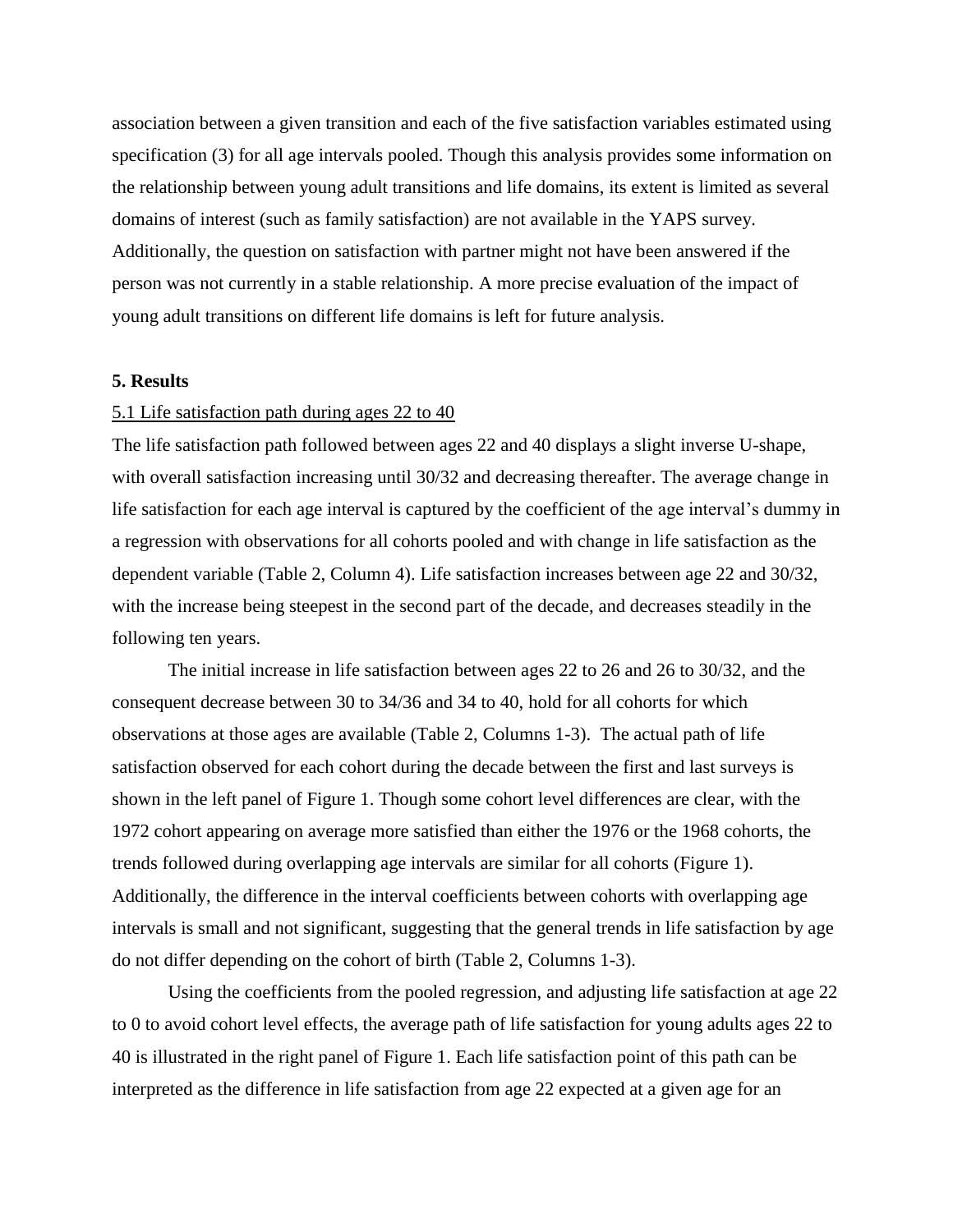association between a given transition and each of the five satisfaction variables estimated using specification (3) for all age intervals pooled. Though this analysis provides some information on the relationship between young adult transitions and life domains, its extent is limited as several domains of interest (such as family satisfaction) are not available in the YAPS survey. Additionally, the question on satisfaction with partner might not have been answered if the person was not currently in a stable relationship. A more precise evaluation of the impact of young adult transitions on different life domains is left for future analysis.

## 5. Results

### 5.1 Life satisfaction path during ages 22 to 40

The life satisfaction path followed between ages 22 and 40 displays a slight inverse U-shape, with overall satisfaction increasing until 30/32 and decreasing thereafter. The average change in life satisfaction for each age interval is captured by the coefficient of the age interval's dummy in a regression with observations for all cohorts pooled and with change in life satisfaction as the dependent variable (Table 2, Column 4). Life satisfaction increases between age 22 and 30/32, with the increase being steepest in the second part of the decade, and decreases steadily in the following ten years.

The initial increase in life satisfaction between ages 22 to 26 and 26 to 30/32, and the consequent decrease between 30 to 34/36 and 34 to 40, hold for all cohorts for which observations at those ages are available (Table 2, Columns 1-3). The actual path of life satisfaction observed for each cohort during the decade between the first and last surveys is shown in the left panel of Figure 1. Though some cohort level differences are clear, with the 1972 cohort appearing on average more satisfied than either the 1976 or the 1968 cohorts, the trends followed during overlapping age intervals are similar for all cohorts (Figure 1). Additionally, the difference in the interval coefficients between cohorts with overlapping age intervals is small and not significant, suggesting that the general trends in life satisfaction by age do not differ depending on the cohort of birth (Table 2, Columns 1-3).

Using the coefficients from the pooled regression, and adjusting life satisfaction at age 22 to 0 to avoid cohort level effects, the average path of life satisfaction for young adults ages 22 to 40 is illustrated in the right panel of Figure 1. Each life satisfaction point of this path can be interpreted as the difference in life satisfaction from age 22 expected at a given age for an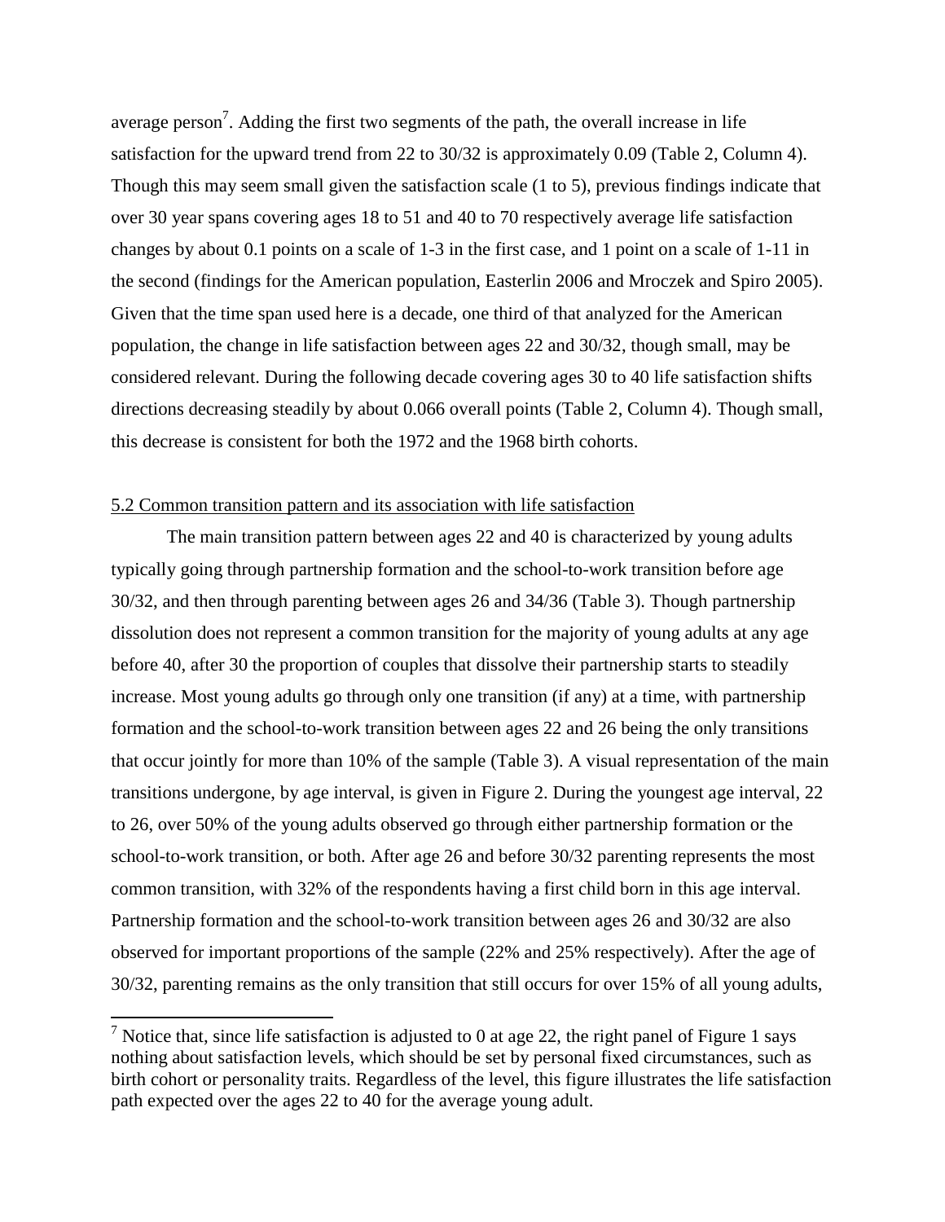average person[7]. Adding the first two segments of the path, the overall increase in life satisfaction for the upward trend from 22 to 30/32 is approximately 0.09 (Table 2, Column 4). Though this may seem small given the satisfaction scale (1 to 5), previous findings indicate that over 30 year spans covering ages 18 to 51 and 40 to 70 respectively average life satisfaction changes by about 0.1 points on a scale of 1-3 in the first case, and 1 point on a scale of 1-11 in the second (findings for the American population, Easterlin 2006 and Mroczek and Spiro 2005). Given that the time span used here is a decade, one third of that analyzed for the American population, the change in life satisfaction between ages 22 and 30/32, though small, may be considered relevant. During the following decade covering ages 30 to 40 life satisfaction shifts directions decreasing steadily by about 0.066 overall points (Table 2, Column 4). Though small, this decrease is consistent for both the 1972 and the 1968 birth cohorts.

5.2 Common transition pattern and its association with life satisfaction

The main transition pattern between ages 22 and 40 is characterized by young adults typically going through partnership formation and the school-to-work transition before age 30/32, and then through parenting between ages 26 and 34/36 (Table 3). Though partnership dissolution does not represent a common transition for the majority of young adults at any age before 40, after 30 the proportion of couples that dissolve their partnership starts to steadily increase. Most young adults go through only one transition (if any) at a time, with partnership formation and the school-to-work transition between ages 22 and 26 being the only transitions that occur jointly for more than 10% of the sample (Table 3). A visual representation of the main transitions undergone, by age interval, is given in Figure 2. During the youngest age interval, 22 to 26, over 50% of the young adults observed go through either partnership formation or the school-to-work transition, or both. After age 26 and before 30/32 parenting represents the most common transition, with 32% of the respondents having a first child born in this age interval. Partnership formation and the school-to-work transition between ages 26 and 30/32 are also observed for important proportions of the sample (22% and 25% respectively). After the age of 30/32, parenting remains as the only transition that still occurs for over 15% of all young adults,

[7] Notice that, since life satisfaction is adjusted to 0 at age 22, the right panel of Figure 1 says nothing about satisfaction levels, which should be set by personal fixed circumstances, such as birth cohort or personality traits. Regardless of the level, this figure illustrates the life satisfaction path expected over the ages 22 to 40 for the average young adult.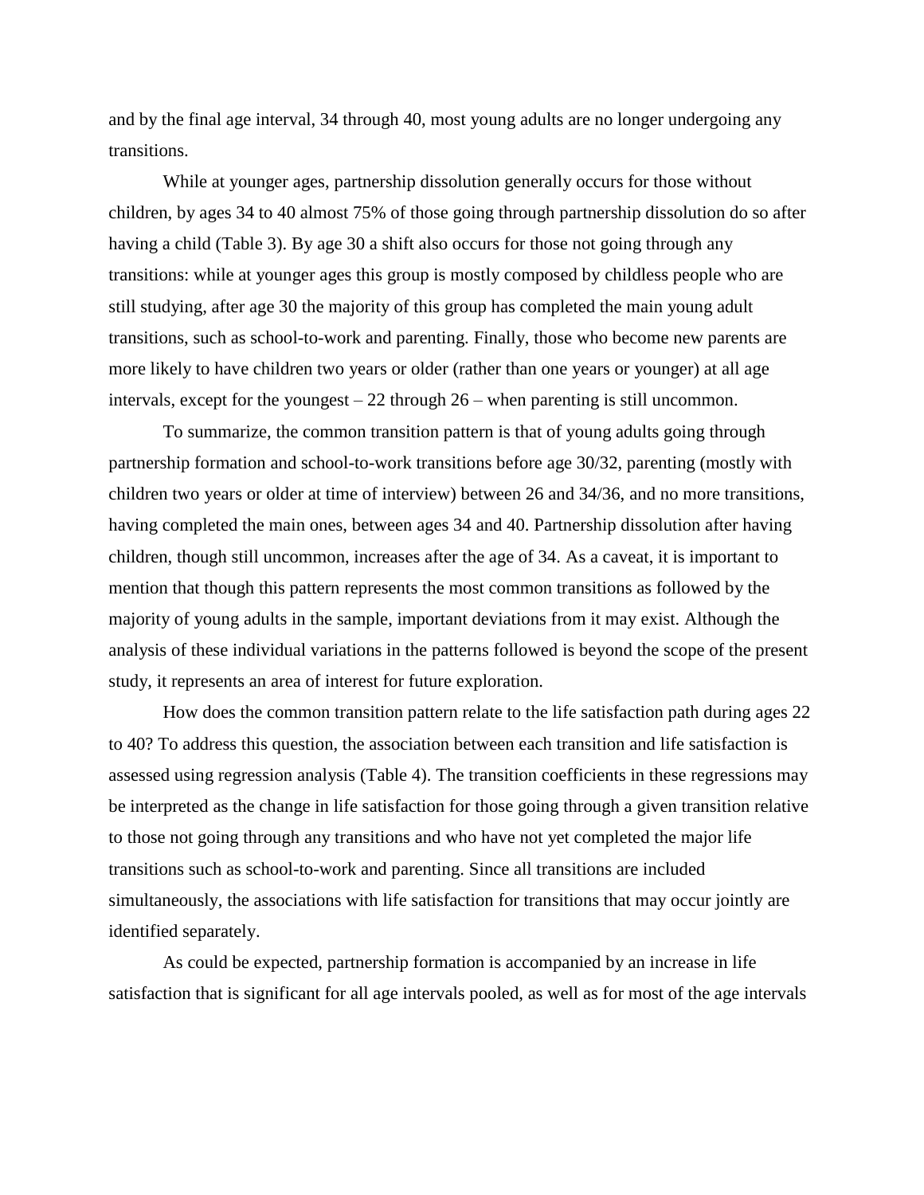and by the final age interval, 34 through 40, most young adults are no longer undergoing any transitions.

While at younger ages, partnership dissolution generally occurs for those without children, by ages 34 to 40 almost 75% of those going through partnership dissolution do so after having a child (Table 3). By age 30 a shift also occurs for those not going through any transitions: while at younger ages this group is mostly composed by childless people who are still studying, after age 30 the majority of this group has completed the main young adult transitions, such as school-to-work and parenting. Finally, those who become new parents are more likely to have children two years or older (rather than one years or younger) at all age intervals, except for the youngest – 22 through 26 – when parenting is still uncommon.

To summarize, the common transition pattern is that of young adults going through partnership formation and school-to-work transitions before age 30/32, parenting (mostly with children two years or older at time of interview) between 26 and 34/36, and no more transitions, having completed the main ones, between ages 34 and 40. Partnership dissolution after having children, though still uncommon, increases after the age of 34. As a caveat, it is important to mention that though this pattern represents the most common transitions as followed by the majority of young adults in the sample, important deviations from it may exist. Although the analysis of these individual variations in the patterns followed is beyond the scope of the present study, it represents an area of interest for future exploration.

How does the common transition pattern relate to the life satisfaction path during ages 22 to 40? To address this question, the association between each transition and life satisfaction is assessed using regression analysis (Table 4). The transition coefficients in these regressions may be interpreted as the change in life satisfaction for those going through a given transition relative to those not going through any transitions and who have not yet completed the major life transitions such as school-to-work and parenting. Since all transitions are included simultaneously, the associations with life satisfaction for transitions that may occur jointly are identified separately.

As could be expected, partnership formation is accompanied by an increase in life satisfaction that is significant for all age intervals pooled, as well as for most of the age intervals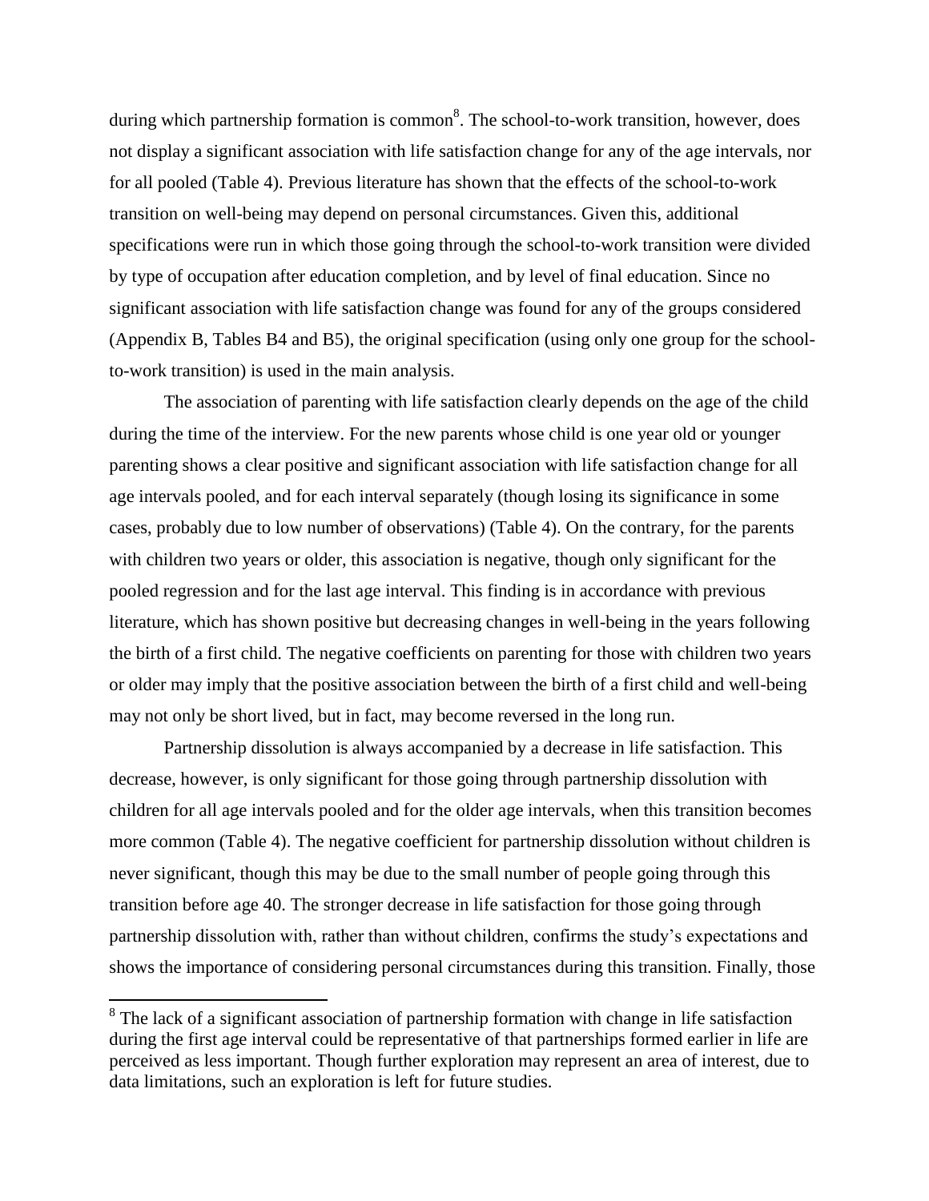during which partnership formation is common[8]. The school-to-work transition, however, does not display a significant association with life satisfaction change for any of the age intervals, nor for all pooled (Table 4). Previous literature has shown that the effects of the school-to-work transition on well-being may depend on personal circumstances. Given this, additional specifications were run in which those going through the school-to-work transition were divided by type of occupation after education completion, and by level of final education. Since no significant association with life satisfaction change was found for any of the groups considered (Appendix B, Tables B4 and B5), the original specification (using only one group for the school-to-work transition) is used in the main analysis.

The association of parenting with life satisfaction clearly depends on the age of the child during the time of the interview. For the new parents whose child is one year old or younger parenting shows a clear positive and significant association with life satisfaction change for all age intervals pooled, and for each interval separately (though losing its significance in some cases, probably due to low number of observations) (Table 4). On the contrary, for the parents with children two years or older, this association is negative, though only significant for the pooled regression and for the last age interval. This finding is in accordance with previous literature, which has shown positive but decreasing changes in well-being in the years following the birth of a first child. The negative coefficients on parenting for those with children two years or older may imply that the positive association between the birth of a first child and well-being may not only be short lived, but in fact, may become reversed in the long run.

Partnership dissolution is always accompanied by a decrease in life satisfaction. This decrease, however, is only significant for those going through partnership dissolution with children for all age intervals pooled and for the older age intervals, when this transition becomes more common (Table 4). The negative coefficient for partnership dissolution without children is never significant, though this may be due to the small number of people going through this transition before age 40. The stronger decrease in life satisfaction for those going through partnership dissolution with, rather than without children, confirms the study's expectations and shows the importance of considering personal circumstances during this transition. Finally, those

[8] The lack of a significant association of partnership formation with change in life satisfaction during the first age interval could be representative of that partnerships formed earlier in life are perceived as less important. Though further exploration may represent an area of interest, due to data limitations, such an exploration is left for future studies.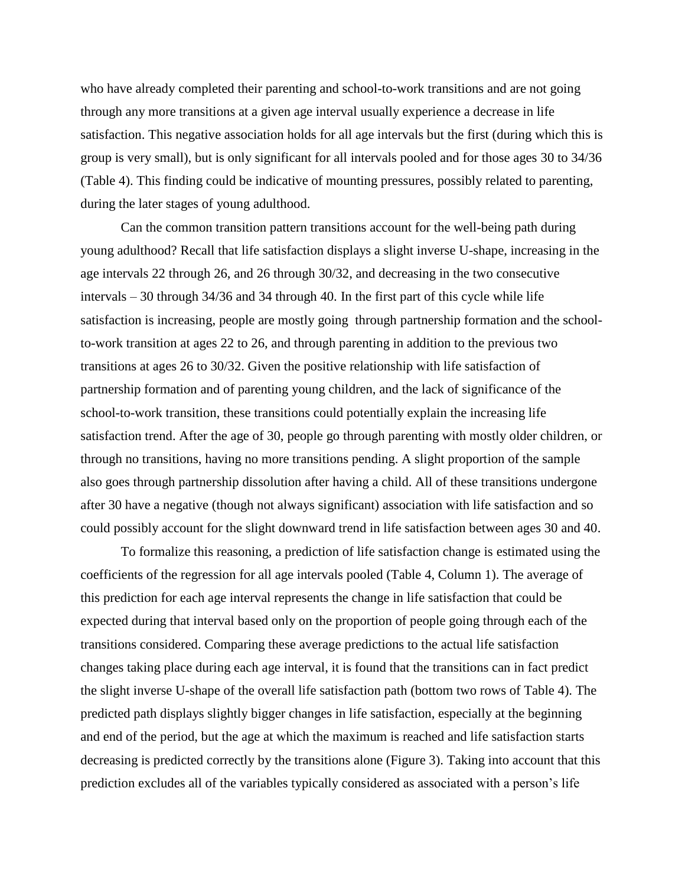who have already completed their parenting and school-to-work transitions and are not going through any more transitions at a given age interval usually experience a decrease in life satisfaction. This negative association holds for all age intervals but the first (during which this is group is very small), but is only significant for all intervals pooled and for those ages 30 to 34/36 (Table 4). This finding could be indicative of mounting pressures, possibly related to parenting, during the later stages of young adulthood.

Can the common transition pattern transitions account for the well-being path during young adulthood? Recall that life satisfaction displays a slight inverse U-shape, increasing in the age intervals 22 through 26, and 26 through 30/32, and decreasing in the two consecutive intervals – 30 through 34/36 and 34 through 40. In the first part of this cycle while life satisfaction is increasing, people are mostly going through partnership formation and the school-to-work transition at ages 22 to 26, and through parenting in addition to the previous two transitions at ages 26 to 30/32. Given the positive relationship with life satisfaction of partnership formation and of parenting young children, and the lack of significance of the school-to-work transition, these transitions could potentially explain the increasing life satisfaction trend. After the age of 30, people go through parenting with mostly older children, or through no transitions, having no more transitions pending. A slight proportion of the sample also goes through partnership dissolution after having a child. All of these transitions undergone after 30 have a negative (though not always significant) association with life satisfaction and so could possibly account for the slight downward trend in life satisfaction between ages 30 and 40.

To formalize this reasoning, a prediction of life satisfaction change is estimated using the coefficients of the regression for all age intervals pooled (Table 4, Column 1). The average of this prediction for each age interval represents the change in life satisfaction that could be expected during that interval based only on the proportion of people going through each of the transitions considered. Comparing these average predictions to the actual life satisfaction changes taking place during each age interval, it is found that the transitions can in fact predict the slight inverse U-shape of the overall life satisfaction path (bottom two rows of Table 4). The predicted path displays slightly bigger changes in life satisfaction, especially at the beginning and end of the period, but the age at which the maximum is reached and life satisfaction starts decreasing is predicted correctly by the transitions alone (Figure 3). Taking into account that this prediction excludes all of the variables typically considered as associated with a person's life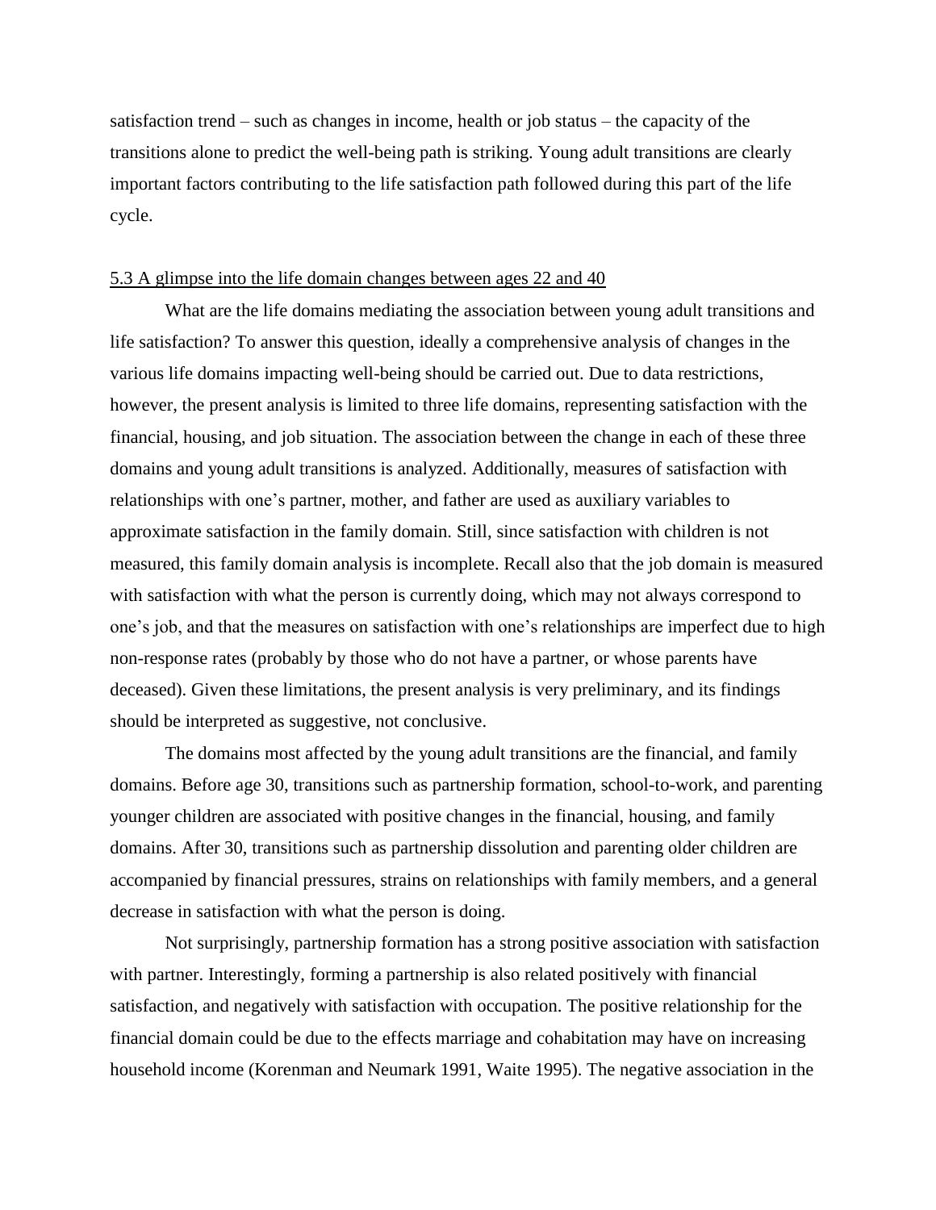satisfaction trend – such as changes in income, health or job status – the capacity of the transitions alone to predict the well-being path is striking. Young adult transitions are clearly important factors contributing to the life satisfaction path followed during this part of the life cycle.

### 5.3 A glimpse into the life domain changes between ages 22 and 40

What are the life domains mediating the association between young adult transitions and life satisfaction? To answer this question, ideally a comprehensive analysis of changes in the various life domains impacting well-being should be carried out. Due to data restrictions, however, the present analysis is limited to three life domains, representing satisfaction with the financial, housing, and job situation. The association between the change in each of these three domains and young adult transitions is analyzed. Additionally, measures of satisfaction with relationships with one's partner, mother, and father are used as auxiliary variables to approximate satisfaction in the family domain. Still, since satisfaction with children is not measured, this family domain analysis is incomplete. Recall also that the job domain is measured with satisfaction with what the person is currently doing, which may not always correspond to one's job, and that the measures on satisfaction with one's relationships are imperfect due to high non-response rates (probably by those who do not have a partner, or whose parents have deceased). Given these limitations, the present analysis is very preliminary, and its findings should be interpreted as suggestive, not conclusive.

The domains most affected by the young adult transitions are the financial, and family domains. Before age 30, transitions such as partnership formation, school-to-work, and parenting younger children are associated with positive changes in the financial, housing, and family domains. After 30, transitions such as partnership dissolution and parenting older children are accompanied by financial pressures, strains on relationships with family members, and a general decrease in satisfaction with what the person is doing.

Not surprisingly, partnership formation has a strong positive association with satisfaction with partner. Interestingly, forming a partnership is also related positively with financial satisfaction, and negatively with satisfaction with occupation. The positive relationship for the financial domain could be due to the effects marriage and cohabitation may have on increasing household income (Korenman and Neumark 1991, Waite 1995). The negative association in the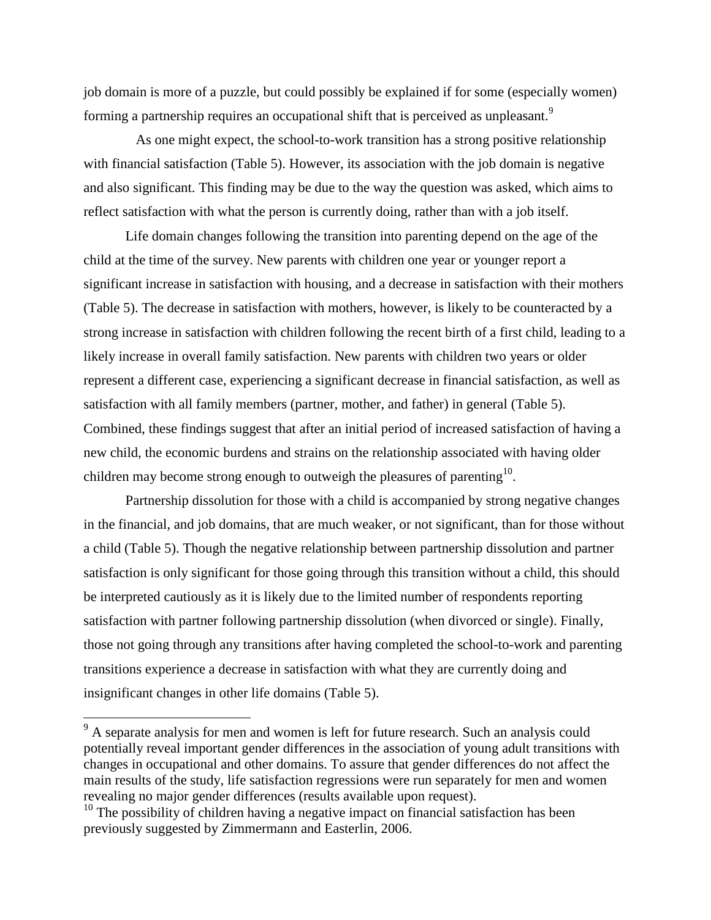job domain is more of a puzzle, but could possibly be explained if for some (especially women) forming a partnership requires an occupational shift that is perceived as unpleasant.[9]

As one might expect, the school-to-work transition has a strong positive relationship with financial satisfaction (Table 5). However, its association with the job domain is negative and also significant. This finding may be due to the way the question was asked, which aims to reflect satisfaction with what the person is currently doing, rather than with a job itself.

Life domain changes following the transition into parenting depend on the age of the child at the time of the survey. New parents with children one year or younger report a significant increase in satisfaction with housing, and a decrease in satisfaction with their mothers (Table 5). The decrease in satisfaction with mothers, however, is likely to be counteracted by a strong increase in satisfaction with children following the recent birth of a first child, leading to a likely increase in overall family satisfaction. New parents with children two years or older represent a different case, experiencing a significant decrease in financial satisfaction, as well as satisfaction with all family members (partner, mother, and father) in general (Table 5). Combined, these findings suggest that after an initial period of increased satisfaction of having a new child, the economic burdens and strains on the relationship associated with having older children may become strong enough to outweigh the pleasures of parenting[10].

Partnership dissolution for those with a child is accompanied by strong negative changes in the financial, and job domains, that are much weaker, or not significant, than for those without a child (Table 5). Though the negative relationship between partnership dissolution and partner satisfaction is only significant for those going through this transition without a child, this should be interpreted cautiously as it is likely due to the limited number of respondents reporting satisfaction with partner following partnership dissolution (when divorced or single). Finally, those not going through any transitions after having completed the school-to-work and parenting transitions experience a decrease in satisfaction with what they are currently doing and insignificant changes in other life domains (Table 5).

---

[9] A separate analysis for men and women is left for future research. Such an analysis could potentially reveal important gender differences in the association of young adult transitions with changes in occupational and other domains. To assure that gender differences do not affect the main results of the study, life satisfaction regressions were run separately for men and women revealing no major gender differences (results available upon request).

[10] The possibility of children having a negative impact on financial satisfaction has been previously suggested by Zimmermann and Easterlin, 2006.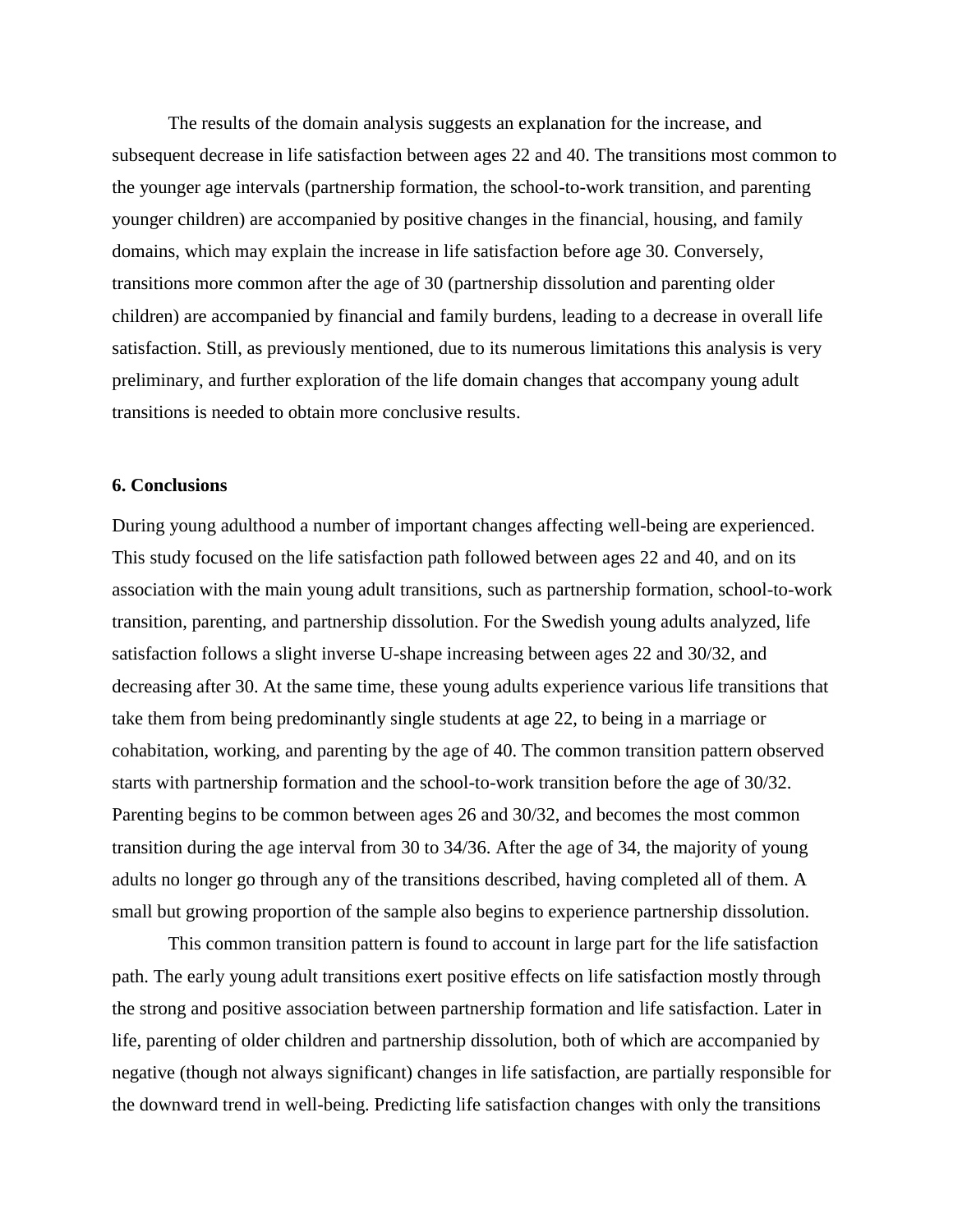The results of the domain analysis suggests an explanation for the increase, and subsequent decrease in life satisfaction between ages 22 and 40. The transitions most common to the younger age intervals (partnership formation, the school-to-work transition, and parenting younger children) are accompanied by positive changes in the financial, housing, and family domains, which may explain the increase in life satisfaction before age 30. Conversely, transitions more common after the age of 30 (partnership dissolution and parenting older children) are accompanied by financial and family burdens, leading to a decrease in overall life satisfaction. Still, as previously mentioned, due to its numerous limitations this analysis is very preliminary, and further exploration of the life domain changes that accompany young adult transitions is needed to obtain more conclusive results.

## 6. Conclusions

During young adulthood a number of important changes affecting well-being are experienced. This study focused on the life satisfaction path followed between ages 22 and 40, and on its association with the main young adult transitions, such as partnership formation, school-to-work transition, parenting, and partnership dissolution. For the Swedish young adults analyzed, life satisfaction follows a slight inverse U-shape increasing between ages 22 and 30/32, and decreasing after 30. At the same time, these young adults experience various life transitions that take them from being predominantly single students at age 22, to being in a marriage or cohabitation, working, and parenting by the age of 40. The common transition pattern observed starts with partnership formation and the school-to-work transition before the age of 30/32. Parenting begins to be common between ages 26 and 30/32, and becomes the most common transition during the age interval from 30 to 34/36. After the age of 34, the majority of young adults no longer go through any of the transitions described, having completed all of them. A small but growing proportion of the sample also begins to experience partnership dissolution.

This common transition pattern is found to account in large part for the life satisfaction path. The early young adult transitions exert positive effects on life satisfaction mostly through the strong and positive association between partnership formation and life satisfaction. Later in life, parenting of older children and partnership dissolution, both of which are accompanied by negative (though not always significant) changes in life satisfaction, are partially responsible for the downward trend in well-being. Predicting life satisfaction changes with only the transitions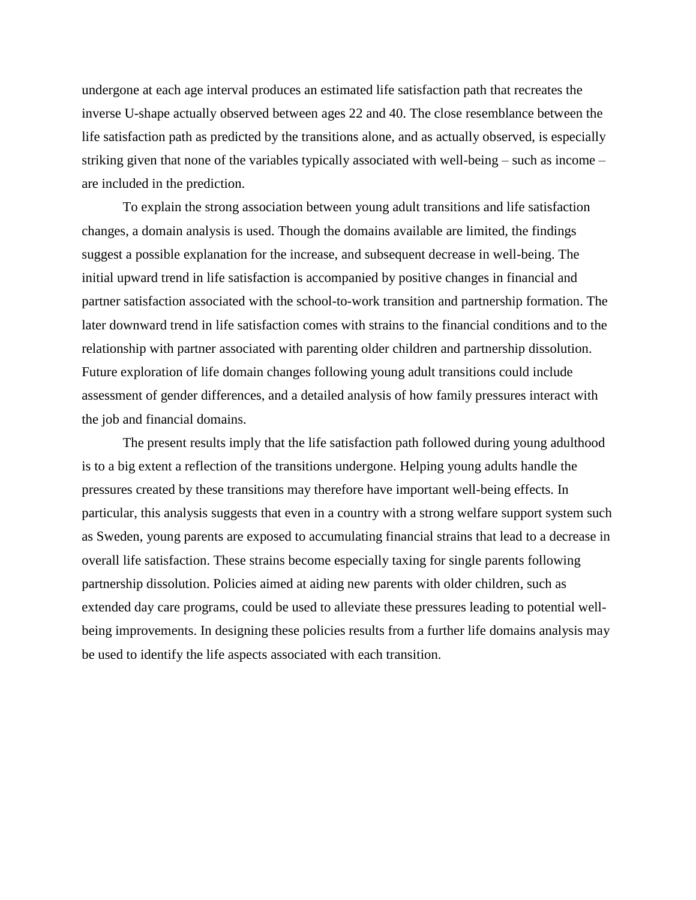undergone at each age interval produces an estimated life satisfaction path that recreates the inverse U-shape actually observed between ages 22 and 40. The close resemblance between the life satisfaction path as predicted by the transitions alone, and as actually observed, is especially striking given that none of the variables typically associated with well-being – such as income – are included in the prediction.

To explain the strong association between young adult transitions and life satisfaction changes, a domain analysis is used. Though the domains available are limited, the findings suggest a possible explanation for the increase, and subsequent decrease in well-being. The initial upward trend in life satisfaction is accompanied by positive changes in financial and partner satisfaction associated with the school-to-work transition and partnership formation. The later downward trend in life satisfaction comes with strains to the financial conditions and to the relationship with partner associated with parenting older children and partnership dissolution. Future exploration of life domain changes following young adult transitions could include assessment of gender differences, and a detailed analysis of how family pressures interact with the job and financial domains.

The present results imply that the life satisfaction path followed during young adulthood is to a big extent a reflection of the transitions undergone. Helping young adults handle the pressures created by these transitions may therefore have important well-being effects. In particular, this analysis suggests that even in a country with a strong welfare support system such as Sweden, young parents are exposed to accumulating financial strains that lead to a decrease in overall life satisfaction. These strains become especially taxing for single parents following partnership dissolution. Policies aimed at aiding new parents with older children, such as extended day care programs, could be used to alleviate these pressures leading to potential well-being improvements. In designing these policies results from a further life domains analysis may be used to identify the life aspects associated with each transition.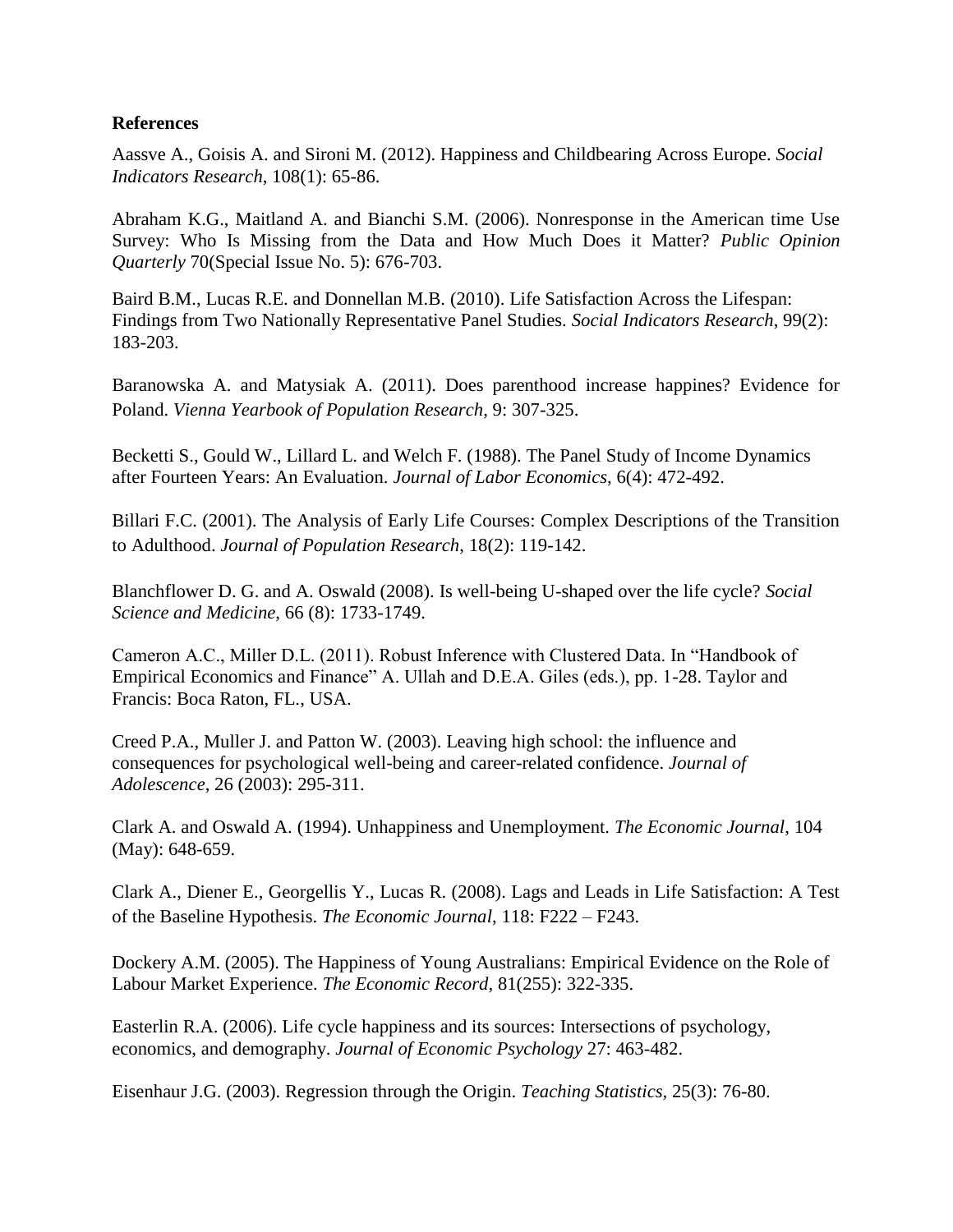**References**

Aassve A., Goisis A. and Sironi M. (2012). Happiness and Childbearing Across Europe. *Social Indicators Research*, 108(1): 65-86.

Abraham K.G., Maitland A. and Bianchi S.M. (2006). Nonresponse in the American time Use Survey: Who Is Missing from the Data and How Much Does it Matter? *Public Opinion Quarterly* 70(Special Issue No. 5): 676-703.

Baird B.M., Lucas R.E. and Donnellan M.B. (2010). Life Satisfaction Across the Lifespan: Findings from Two Nationally Representative Panel Studies. *Social Indicators Research*, 99(2): 183-203.

Baranowska A. and Matysiak A. (2011). Does parenthood increase happines? Evidence for Poland. *Vienna Yearbook of Population Research*, 9: 307-325.

Becketti S., Gould W., Lillard L. and Welch F. (1988). The Panel Study of Income Dynamics after Fourteen Years: An Evaluation. *Journal of Labor Economics*, 6(4): 472-492.

Billari F.C. (2001). The Analysis of Early Life Courses: Complex Descriptions of the Transition to Adulthood. *Journal of Population Research*, 18(2): 119-142.

Blanchflower D. G. and A. Oswald (2008). Is well-being U-shaped over the life cycle? *Social Science and Medicine*, 66 (8): 1733-1749.

Cameron A.C., Miller D.L. (2011). Robust Inference with Clustered Data. In "Handbook of Empirical Economics and Finance" A. Ullah and D.E.A. Giles (eds.), pp. 1-28. Taylor and Francis: Boca Raton, FL., USA.

Creed P.A., Muller J. and Patton W. (2003). Leaving high school: the influence and consequences for psychological well-being and career-related confidence. *Journal of Adolescence*, 26 (2003): 295-311.

Clark A. and Oswald A. (1994). Unhappiness and Unemployment. *The Economic Journal*, 104 (May): 648-659.

Clark A., Diener E., Georgellis Y., Lucas R. (2008). Lags and Leads in Life Satisfaction: A Test of the Baseline Hypothesis. *The Economic Journal*, 118: F222 – F243.

Dockery A.M. (2005). The Happiness of Young Australians: Empirical Evidence on the Role of Labour Market Experience. *The Economic Record*, 81(255): 322-335.

Easterlin R.A. (2006). Life cycle happiness and its sources: Intersections of psychology, economics, and demography. *Journal of Economic Psychology* 27: 463-482.

Eisenhaur J.G. (2003). Regression through the Origin. *Teaching Statistics*, 25(3): 76-80.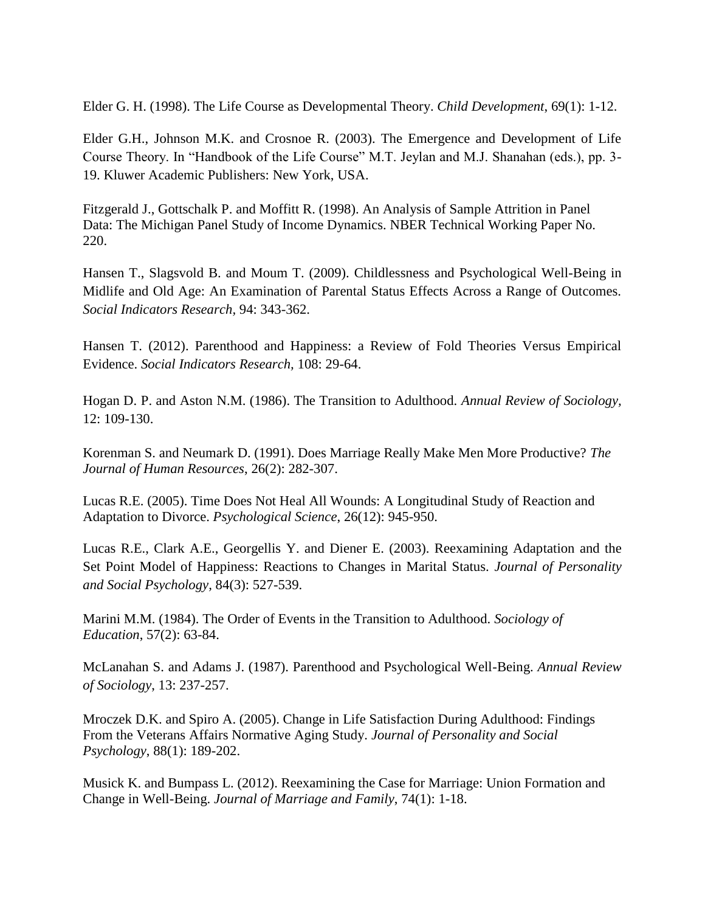Elder G. H. (1998). The Life Course as Developmental Theory. *Child Development*, 69(1): 1-12.

Elder G.H., Johnson M.K. and Crosnoe R. (2003). The Emergence and Development of Life Course Theory. In "Handbook of the Life Course" M.T. Jeylan and M.J. Shanahan (eds.), pp. 3-19. Kluwer Academic Publishers: New York, USA.

Fitzgerald J., Gottschalk P. and Moffitt R. (1998). An Analysis of Sample Attrition in Panel Data: The Michigan Panel Study of Income Dynamics. NBER Technical Working Paper No. 220.

Hansen T., Slagsvold B. and Moum T. (2009). Childlessness and Psychological Well-Being in Midlife and Old Age: An Examination of Parental Status Effects Across a Range of Outcomes. *Social Indicators Research*, 94: 343-362.

Hansen T. (2012). Parenthood and Happiness: a Review of Fold Theories Versus Empirical Evidence. *Social Indicators Research*, 108: 29-64.

Hogan D. P. and Aston N.M. (1986). The Transition to Adulthood. *Annual Review of Sociology*, 12: 109-130.

Korenman S. and Neumark D. (1991). Does Marriage Really Make Men More Productive? *The Journal of Human Resources*, 26(2): 282-307.

Lucas R.E. (2005). Time Does Not Heal All Wounds: A Longitudinal Study of Reaction and Adaptation to Divorce. *Psychological Science*, 26(12): 945-950.

Lucas R.E., Clark A.E., Georgellis Y. and Diener E. (2003). Reexamining Adaptation and the Set Point Model of Happiness: Reactions to Changes in Marital Status. *Journal of Personality and Social Psychology*, 84(3): 527-539.

Marini M.M. (1984). The Order of Events in the Transition to Adulthood. *Sociology of Education*, 57(2): 63-84.

McLanahan S. and Adams J. (1987). Parenthood and Psychological Well-Being. *Annual Review of Sociology*, 13: 237-257.

Mroczek D.K. and Spiro A. (2005). Change in Life Satisfaction During Adulthood: Findings From the Veterans Affairs Normative Aging Study. *Journal of Personality and Social Psychology*, 88(1): 189-202.

Musick K. and Bumpass L. (2012). Reexamining the Case for Marriage: Union Formation and Change in Well-Being. *Journal of Marriage and Family*, 74(1): 1-18.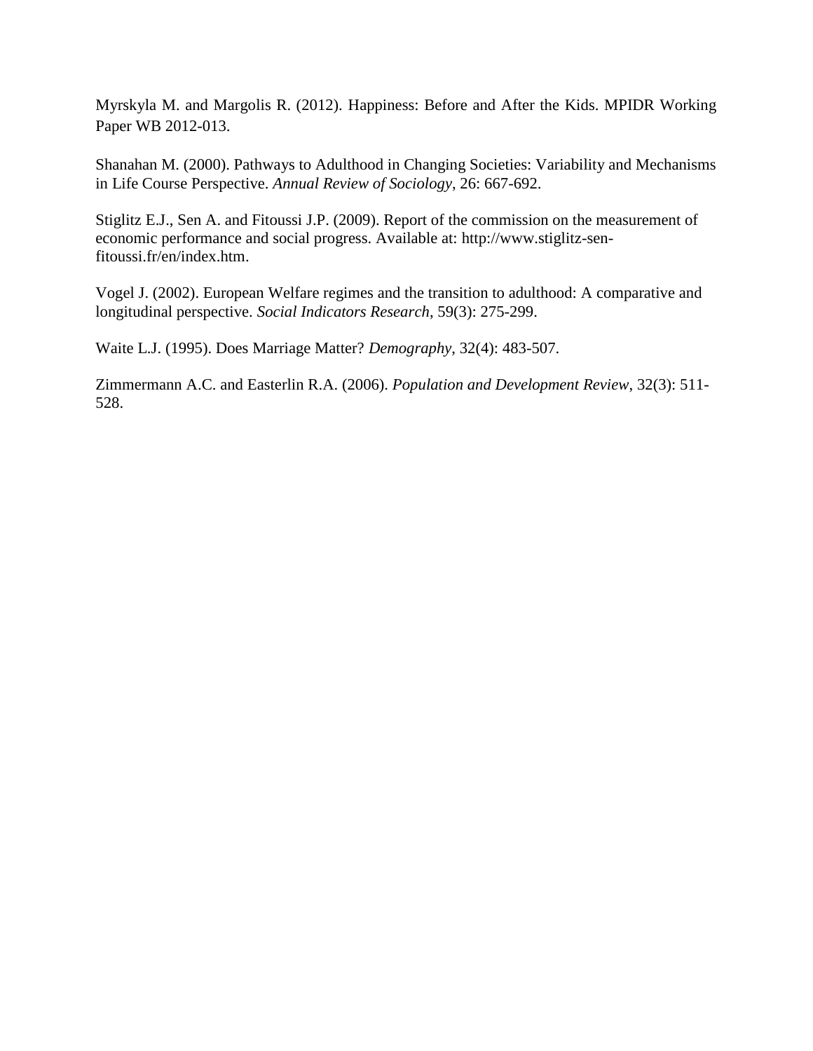Myrskyla M. and Margolis R. (2012). Happiness: Before and After the Kids. MPIDR Working Paper WB 2012-013.

Shanahan M. (2000). Pathways to Adulthood in Changing Societies: Variability and Mechanisms in Life Course Perspective. *Annual Review of Sociology*, 26: 667-692.

Stiglitz E.J., Sen A. and Fitoussi J.P. (2009). Report of the commission on the measurement of economic performance and social progress. Available at: http://www.stiglitz-sen-fitoussi.fr/en/index.htm.

Vogel J. (2002). European Welfare regimes and the transition to adulthood: A comparative and longitudinal perspective. *Social Indicators Research*, 59(3): 275-299.

Waite L.J. (1995). Does Marriage Matter? *Demography*, 32(4): 483-507.

Zimmermann A.C. and Easterlin R.A. (2006). *Population and Development Review*, 32(3): 511-528.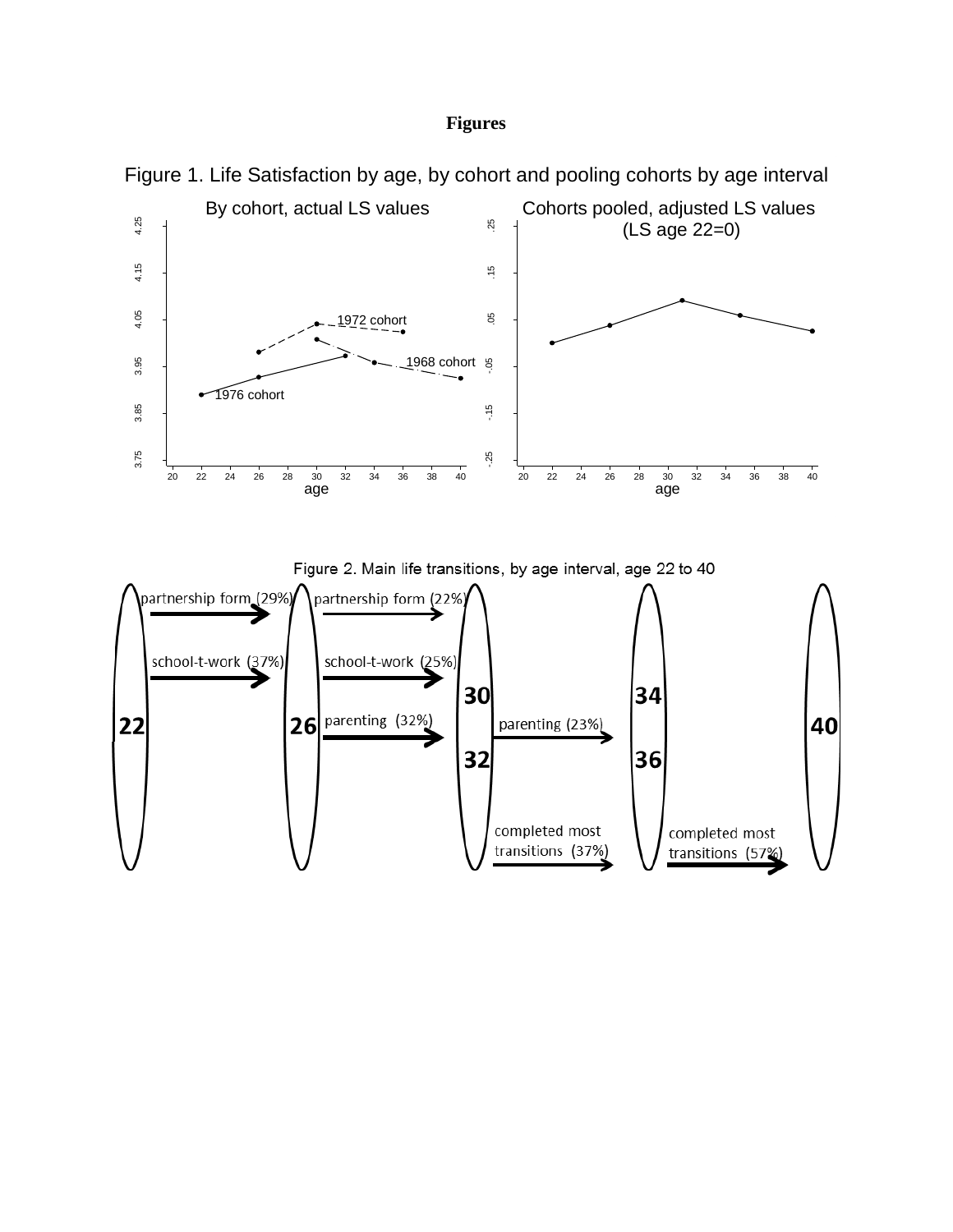# Figures

Figure 1. Life Satisfaction by age, by cohort and pooling cohorts by age interval

Figure 2. Main life transitions, by age interval, age 22 to 40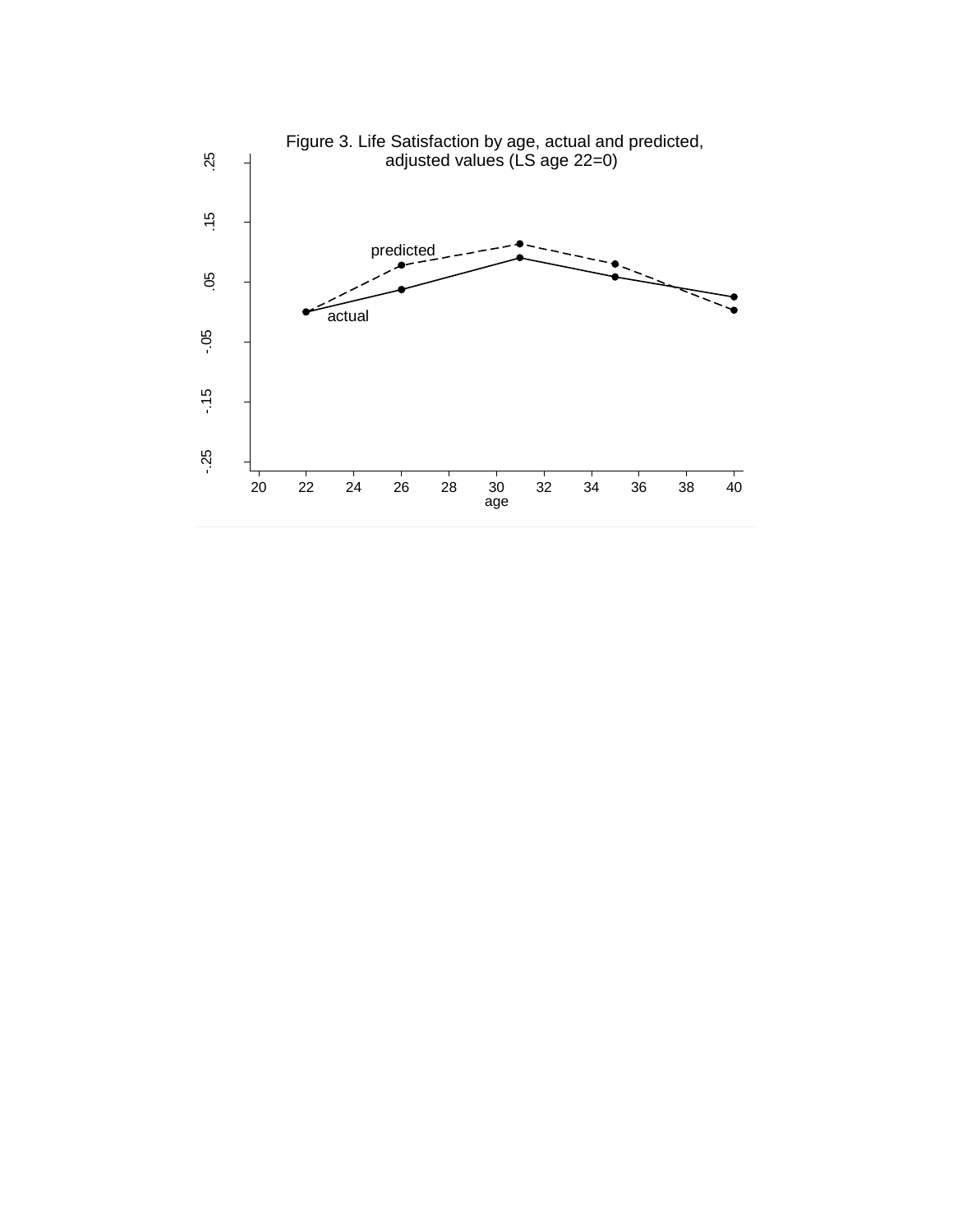Figure 3. Life Satisfaction by age, actual and predicted, adjusted values (LS age 22=0)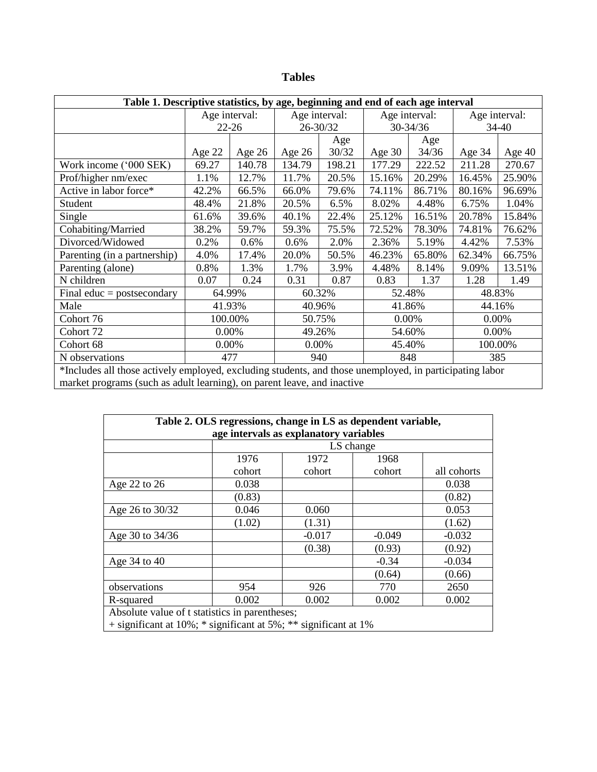# Tables

| **Table 1. Descriptive statistics, by age, beginning and end of each age interval** | | | | | | | | |
|---|---|---|---|---|---|---|---|---|
| | Age interval: 22-26 | | Age interval: 26-30/32 | | Age interval: 30-34/36 | | Age interval: 34-40 | |
| | Age 22 | Age 26 | Age 26 | Age 30/32 | Age 30 | Age 34/36 | Age 34 | Age 40 |
| Work income ('000 SEK) | 69.27 | 140.78 | 134.79 | 198.21 | 177.29 | 222.52 | 211.28 | 270.67 |
| Prof/higher nm/exec | 1.1% | 12.7% | 11.7% | 20.5% | 15.16% | 20.29% | 16.45% | 25.90% |
| Active in labor force* | 42.2% | 66.5% | 66.0% | 79.6% | 74.11% | 86.71% | 80.16% | 96.69% |
| Student | 48.4% | 21.8% | 20.5% | 6.5% | 8.02% | 4.48% | 6.75% | 1.04% |
| Single | 61.6% | 39.6% | 40.1% | 22.4% | 25.12% | 16.51% | 20.78% | 15.84% |
| Cohabiting/Married | 38.2% | 59.7% | 59.3% | 75.5% | 72.52% | 78.30% | 74.81% | 76.62% |
| Divorced/Widowed | 0.2% | 0.6% | 0.6% | 2.0% | 2.36% | 5.19% | 4.42% | 7.53% |
| Parenting (in a partnership) | 4.0% | 17.4% | 20.0% | 50.5% | 46.23% | 65.80% | 62.34% | 66.75% |
| Parenting (alone) | 0.8% | 1.3% | 1.7% | 3.9% | 4.48% | 8.14% | 9.09% | 13.51% |
| N children | 0.07 | 0.24 | 0.31 | 0.87 | 0.83 | 1.37 | 1.28 | 1.49 |
| Final educ = postsecondary | 64.99% | | 60.32% | | 52.48% | | 48.83% | |
| Male | 41.93% | | 40.96% | | 41.86% | | 44.16% | |
| Cohort 76 | 100.00% | | 50.75% | | 0.00% | | 0.00% | |
| Cohort 72 | 0.00% | | 49.26% | | 54.60% | | 0.00% | |
| Cohort 68 | 0.00% | | 0.00% | | 45.40% | | 100.00% | |
| N observations | 477 | | 940 | | 848 | | 385 | |

*Includes all those actively employed, excluding students, and those unemployed, in participating labor market programs (such as adult learning), on parent leave, and inactive

| **Table 2. OLS regressions, change in LS as dependent variable, age intervals as explanatory variables** | | | | |
|---|---|---|---|---|
| | LS change | | | |
| | 1976 cohort | 1972 cohort | 1968 cohort | all cohorts |
| Age 22 to 26 | 0.038 | | | 0.038 |
| | (0.83) | | | (0.82) |
| Age 26 to 30/32 | 0.046 | 0.060 | | 0.053 |
| | (1.02) | (1.31) | | (1.62) |
| Age 30 to 34/36 | | -0.017 | -0.049 | -0.032 |
| | | (0.38) | (0.93) | (0.92) |
| Age 34 to 40 | | | -0.34 | -0.034 |
| | | | (0.64) | (0.66) |
| observations | 954 | 926 | 770 | 2650 |
| R-squared | 0.002 | 0.002 | 0.002 | 0.002 |

Absolute value of t statistics in parentheses;
+ significant at 10%; * significant at 5%; ** significant at 1%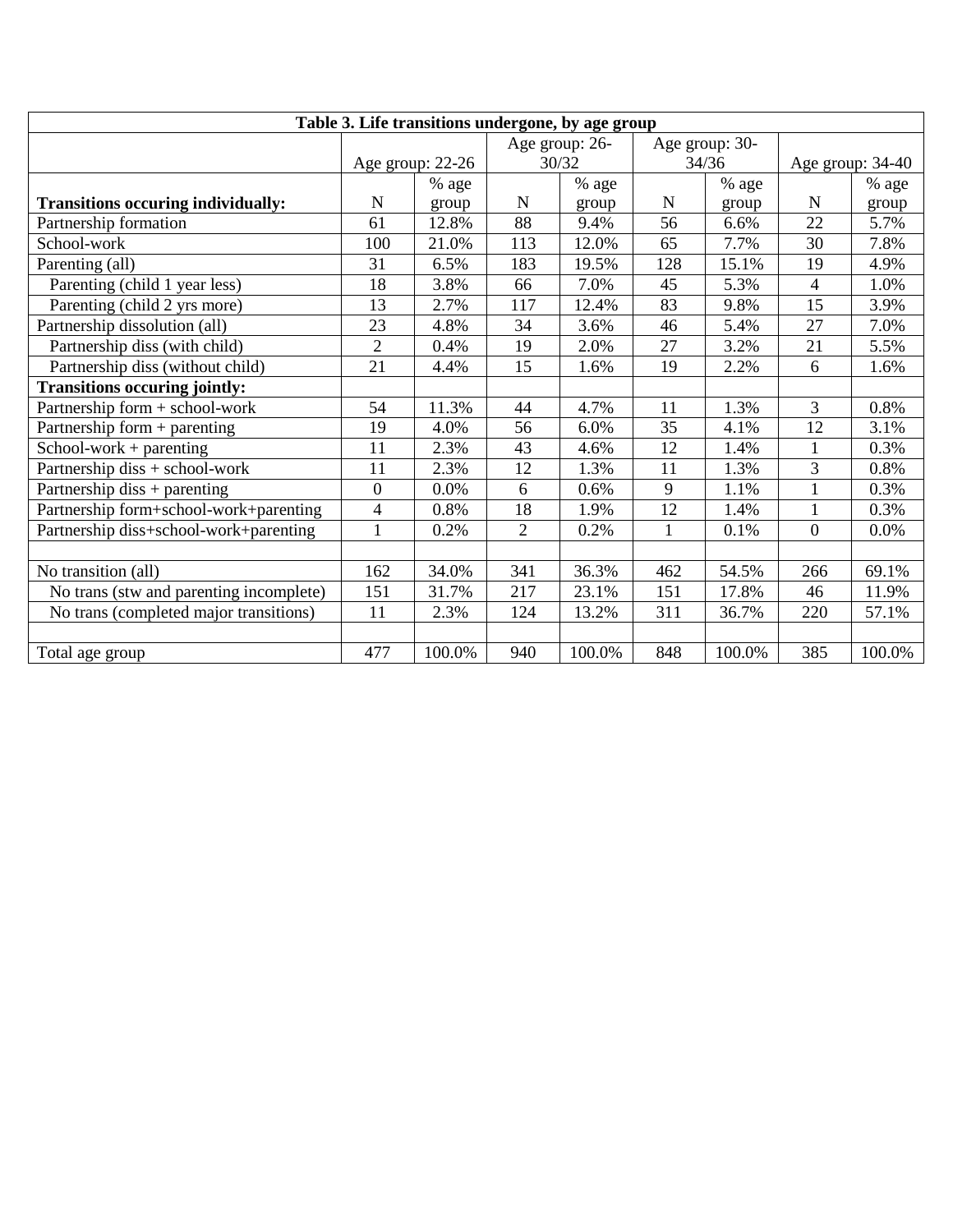**Table 3. Life transitions undergone, by age group**

| | Age group: 22-26 | | Age group: 26-30/32 | | Age group: 30-34/36 | | Age group: 34-40 | |
|---|---|---|---|---|---|---|---|---|
| **Transitions occuring individually:** | N | % age group | N | % age group | N | % age group | N | % age group |
| Partnership formation | 61 | 12.8% | 88 | 9.4% | 56 | 6.6% | 22 | 5.7% |
| School-work | 100 | 21.0% | 113 | 12.0% | 65 | 7.7% | 30 | 7.8% |
| Parenting (all) | 31 | 6.5% | 183 | 19.5% | 128 | 15.1% | 19 | 4.9% |
| Parenting (child 1 year less) | 18 | 3.8% | 66 | 7.0% | 45 | 5.3% | 4 | 1.0% |
| Parenting (child 2 yrs more) | 13 | 2.7% | 117 | 12.4% | 83 | 9.8% | 15 | 3.9% |
| Partnership dissolution (all) | 23 | 4.8% | 34 | 3.6% | 46 | 5.4% | 27 | 7.0% |
| Partnership diss (with child) | 2 | 0.4% | 19 | 2.0% | 27 | 3.2% | 21 | 5.5% |
| Partnership diss (without child) | 21 | 4.4% | 15 | 1.6% | 19 | 2.2% | 6 | 1.6% |
| **Transitions occuring jointly:** | | | | | | | | |
| Partnership form + school-work | 54 | 11.3% | 44 | 4.7% | 11 | 1.3% | 3 | 0.8% |
| Partnership form + parenting | 19 | 4.0% | 56 | 6.0% | 35 | 4.1% | 12 | 3.1% |
| School-work + parenting | 11 | 2.3% | 43 | 4.6% | 12 | 1.4% | 1 | 0.3% |
| Partnership diss + school-work | 11 | 2.3% | 12 | 1.3% | 11 | 1.3% | 3 | 0.8% |
| Partnership diss + parenting | 0 | 0.0% | 6 | 0.6% | 9 | 1.1% | 1 | 0.3% |
| Partnership form+school-work+parenting | 4 | 0.8% | 18 | 1.9% | 12 | 1.4% | 1 | 0.3% |
| Partnership diss+school-work+parenting | 1 | 0.2% | 2 | 0.2% | 1 | 0.1% | 0 | 0.0% |
| | | | | | | | | |
| No transition (all) | 162 | 34.0% | 341 | 36.3% | 462 | 54.5% | 266 | 69.1% |
| No trans (stw and parenting incomplete) | 151 | 31.7% | 217 | 23.1% | 151 | 17.8% | 46 | 11.9% |
| No trans (completed major transitions) | 11 | 2.3% | 124 | 13.2% | 311 | 36.7% | 220 | 57.1% |
| | | | | | | | | |
| Total age group | 477 | 100.0% | 940 | 100.0% | 848 | 100.0% | 385 | 100.0% |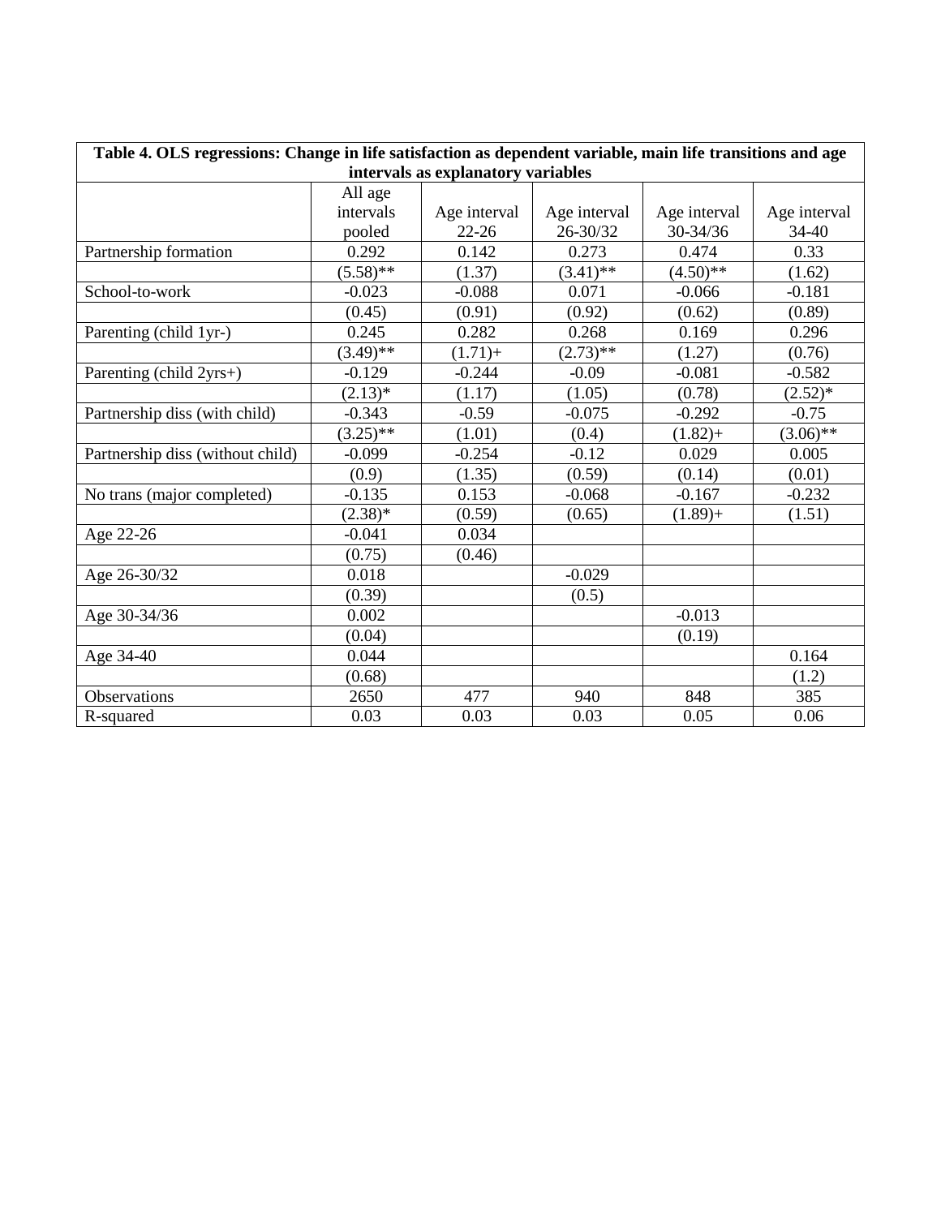**Table 4. OLS regressions: Change in life satisfaction as dependent variable, main life transitions and age intervals as explanatory variables**

| | All age intervals pooled | Age interval 22-26 | Age interval 26-30/32 | Age interval 30-34/36 | Age interval 34-40 |
|---|---|---|---|---|---|
| Partnership formation | 0.292 | 0.142 | 0.273 | 0.474 | 0.33 |
| | (5.58)** | (1.37) | (3.41)** | (4.50)** | (1.62) |
| School-to-work | -0.023 | -0.088 | 0.071 | -0.066 | -0.181 |
| | (0.45) | (0.91) | (0.92) | (0.62) | (0.89) |
| Parenting (child 1yr-) | 0.245 | 0.282 | 0.268 | 0.169 | 0.296 |
| | (3.49)** | (1.71)+ | (2.73)** | (1.27) | (0.76) |
| Parenting (child 2yrs+) | -0.129 | -0.244 | -0.09 | -0.081 | -0.582 |
| | (2.13)* | (1.17) | (1.05) | (0.78) | (2.52)* |
| Partnership diss (with child) | -0.343 | -0.59 | -0.075 | -0.292 | -0.75 |
| | (3.25)** | (1.01) | (0.4) | (1.82)+ | (3.06)** |
| Partnership diss (without child) | -0.099 | -0.254 | -0.12 | 0.029 | 0.005 |
| | (0.9) | (1.35) | (0.59) | (0.14) | (0.01) |
| No trans (major completed) | -0.135 | 0.153 | -0.068 | -0.167 | -0.232 |
| | (2.38)* | (0.59) | (0.65) | (1.89)+ | (1.51) |
| Age 22-26 | -0.041 | 0.034 | | | |
| | (0.75) | (0.46) | | | |
| Age 26-30/32 | 0.018 | | -0.029 | | |
| | (0.39) | | (0.5) | | |
| Age 30-34/36 | 0.002 | | | -0.013 | |
| | (0.04) | | | (0.19) | |
| Age 34-40 | 0.044 | | | | 0.164 |
| | (0.68) | | | | (1.2) |
| Observations | 2650 | 477 | 940 | 848 | 385 |
| R-squared | 0.03 | 0.03 | 0.03 | 0.05 | 0.06 |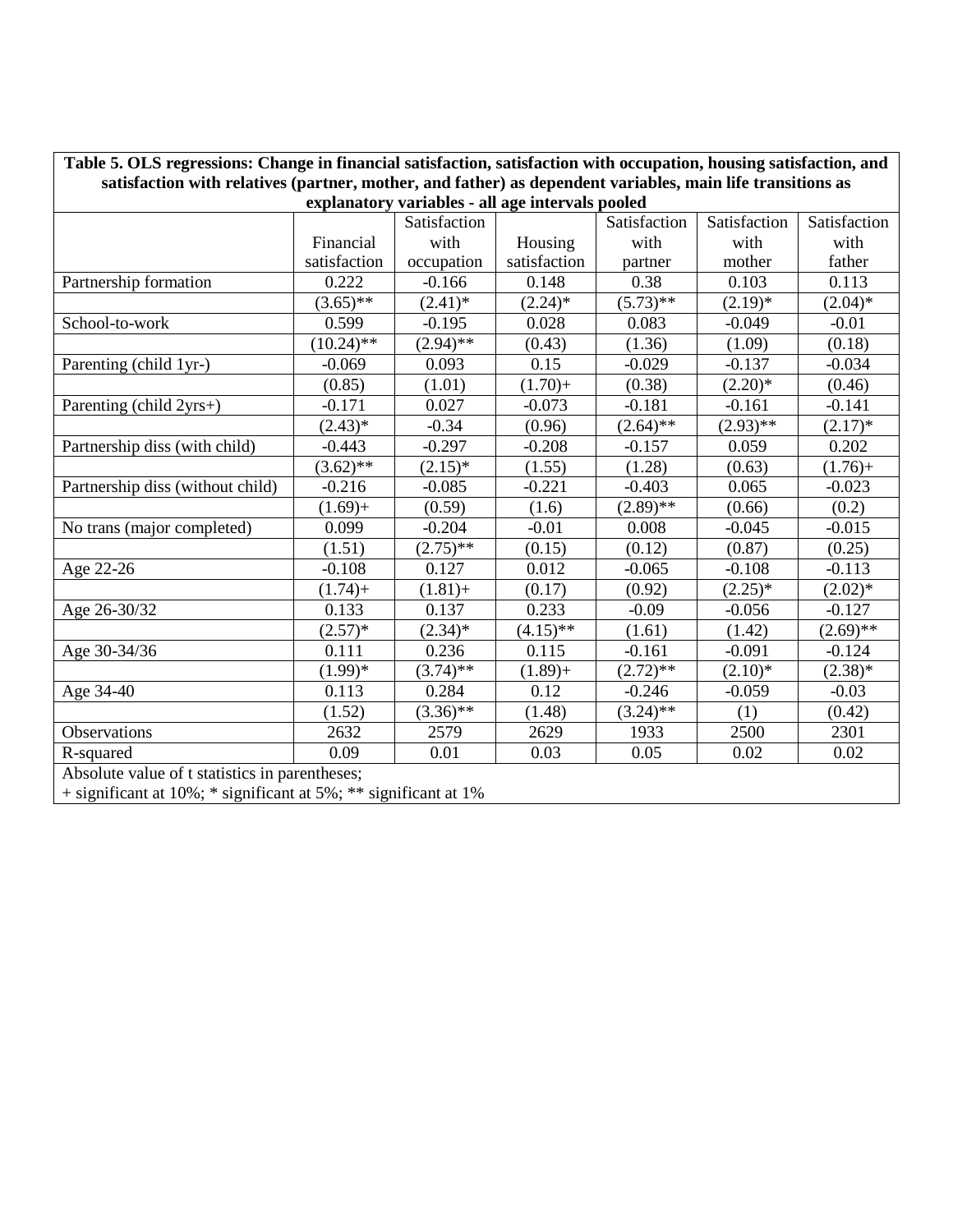**Table 5. OLS regressions: Change in financial satisfaction, satisfaction with occupation, housing satisfaction, and satisfaction with relatives (partner, mother, and father) as dependent variables, main life transitions as explanatory variables - all age intervals pooled**

| | Financial satisfaction | Satisfaction with occupation | Housing satisfaction | Satisfaction with partner | Satisfaction with mother | Satisfaction with father |
|---|---|---|---|---|---|---|
| Partnership formation | 0.222 | -0.166 | 0.148 | 0.38 | 0.103 | 0.113 |
| | (3.65)** | (2.41)* | (2.24)* | (5.73)** | (2.19)* | (2.04)* |
| School-to-work | 0.599 | -0.195 | 0.028 | 0.083 | -0.049 | -0.01 |
| | (10.24)** | (2.94)** | (0.43) | (1.36) | (1.09) | (0.18) |
| Parenting (child 1yr-) | -0.069 | 0.093 | 0.15 | -0.029 | -0.137 | -0.034 |
| | (0.85) | (1.01) | (1.70)+ | (0.38) | (2.20)* | (0.46) |
| Parenting (child 2yrs+) | -0.171 | 0.027 | -0.073 | -0.181 | -0.161 | -0.141 |
| | (2.43)* | -0.34 | (0.96) | (2.64)** | (2.93)** | (2.17)* |
| Partnership diss (with child) | -0.443 | -0.297 | -0.208 | -0.157 | 0.059 | 0.202 |
| | (3.62)** | (2.15)* | (1.55) | (1.28) | (0.63) | (1.76)+ |
| Partnership diss (without child) | -0.216 | -0.085 | -0.221 | -0.403 | 0.065 | -0.023 |
| | (1.69)+ | (0.59) | (1.6) | (2.89)** | (0.66) | (0.2) |
| No trans (major completed) | 0.099 | -0.204 | -0.01 | 0.008 | -0.045 | -0.015 |
| | (1.51) | (2.75)** | (0.15) | (0.12) | (0.87) | (0.25) |
| Age 22-26 | -0.108 | 0.127 | 0.012 | -0.065 | -0.108 | -0.113 |
| | (1.74)+ | (1.81)+ | (0.17) | (0.92) | (2.25)* | (2.02)* |
| Age 26-30/32 | 0.133 | 0.137 | 0.233 | -0.09 | -0.056 | -0.127 |
| | (2.57)* | (2.34)* | (4.15)** | (1.61) | (1.42) | (2.69)** |
| Age 30-34/36 | 0.111 | 0.236 | 0.115 | -0.161 | -0.091 | -0.124 |
| | (1.99)* | (3.74)** | (1.89)+ | (2.72)** | (2.10)* | (2.38)* |
| Age 34-40 | 0.113 | 0.284 | 0.12 | -0.246 | -0.059 | -0.03 |
| | (1.52) | (3.36)** | (1.48) | (3.24)** | (1) | (0.42) |
| Observations | 2632 | 2579 | 2629 | 1933 | 2500 | 2301 |
| R-squared | 0.09 | 0.01 | 0.03 | 0.05 | 0.02 | 0.02 |

Absolute value of t statistics in parentheses;
+ significant at 10%; * significant at 5%; ** significant at 1%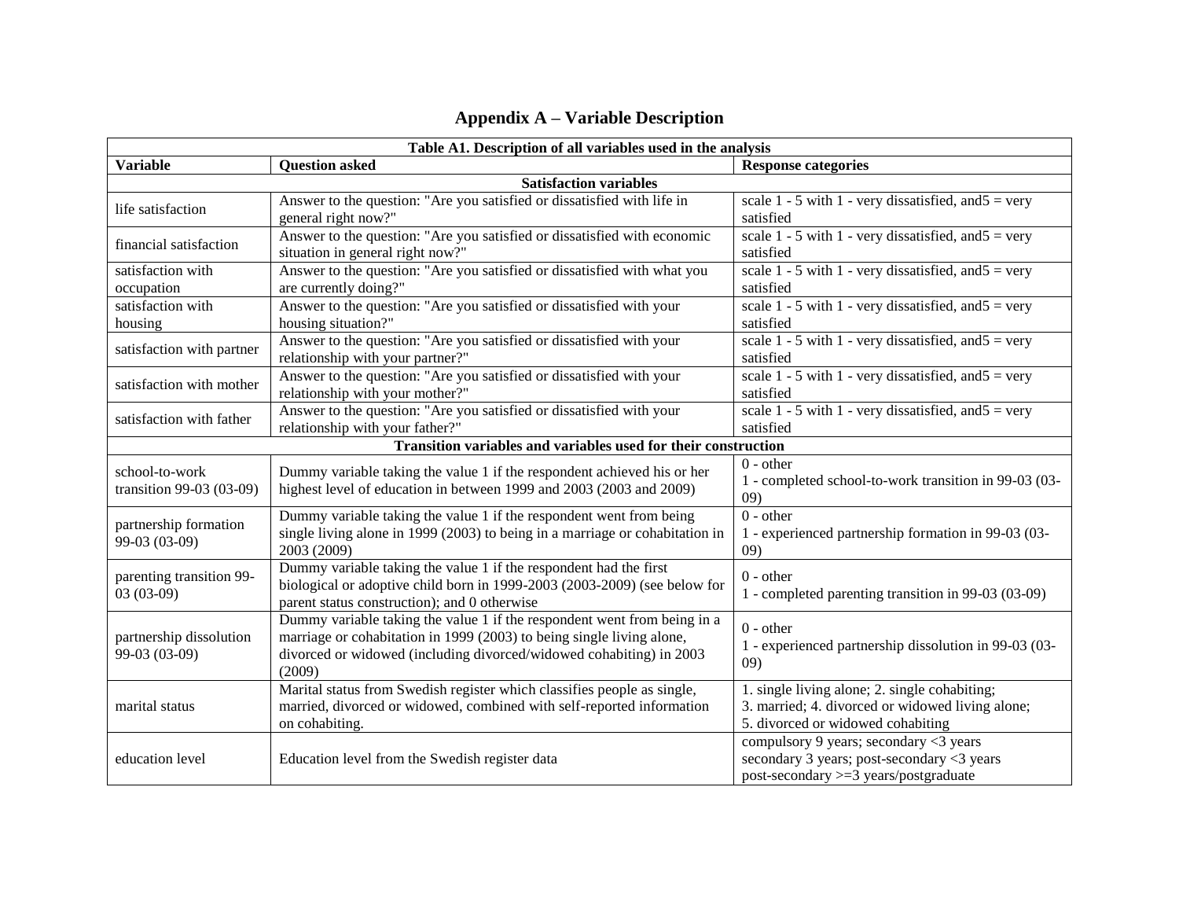# Appendix A – Variable Description

| Table A1. Description of all variables used in the analysis | | |
|---|---|---|
| **Variable** | **Question asked** | **Response categories** |
| **Satisfaction variables** | | |
| life satisfaction | Answer to the question: "Are you satisfied or dissatisfied with life in general right now?" | scale 1 - 5 with 1 - very dissatisfied, and5 = very satisfied |
| financial satisfaction | Answer to the question: "Are you satisfied or dissatisfied with economic situation in general right now?" | scale 1 - 5 with 1 - very dissatisfied, and5 = very satisfied |
| satisfaction with occupation | Answer to the question: "Are you satisfied or dissatisfied with what you are currently doing?" | scale 1 - 5 with 1 - very dissatisfied, and5 = very satisfied |
| satisfaction with housing | Answer to the question: "Are you satisfied or dissatisfied with your housing situation?" | scale 1 - 5 with 1 - very dissatisfied, and5 = very satisfied |
| satisfaction with partner | Answer to the question: "Are you satisfied or dissatisfied with your relationship with your partner?" | scale 1 - 5 with 1 - very dissatisfied, and5 = very satisfied |
| satisfaction with mother | Answer to the question: "Are you satisfied or dissatisfied with your relationship with your mother?" | scale 1 - 5 with 1 - very dissatisfied, and5 = very satisfied |
| satisfaction with father | Answer to the question: "Are you satisfied or dissatisfied with your relationship with your father?" | scale 1 - 5 with 1 - very dissatisfied, and5 = very satisfied |
| **Transition variables and variables used for their construction** | | |
| school-to-work transition 99-03 (03-09) | Dummy variable taking the value 1 if the respondent achieved his or her highest level of education in between 1999 and 2003 (2003 and 2009) | 0 - other<br>1 - completed school-to-work transition in 99-03 (03-09) |
| partnership formation 99-03 (03-09) | Dummy variable taking the value 1 if the respondent went from being single living alone in 1999 (2003) to being in a marriage or cohabitation in 2003 (2009) | 0 - other<br>1 - experienced partnership formation in 99-03 (03-09) |
| parenting transition 99-03 (03-09) | Dummy variable taking the value 1 if the respondent had the first biological or adoptive child born in 1999-2003 (2003-2009) (see below for parent status construction); and 0 otherwise | 0 - other<br>1 - completed parenting transition in 99-03 (03-09) |
| partnership dissolution 99-03 (03-09) | Dummy variable taking the value 1 if the respondent went from being in a marriage or cohabitation in 1999 (2003) to being single living alone, divorced or widowed (including divorced/widowed cohabiting) in 2003 (2009) | 0 - other<br>1 - experienced partnership dissolution in 99-03 (03-09) |
| marital status | Marital status from Swedish register which classifies people as single, married, divorced or widowed, combined with self-reported information on cohabiting. | 1. single living alone; 2. single cohabiting;<br>3. married; 4. divorced or widowed living alone;<br>5. divorced or widowed cohabiting |
| education level | Education level from the Swedish register data | compulsory 9 years; secondary <3 years<br>secondary 3 years; post-secondary <3 years<br>post-secondary >=3 years/postgraduate |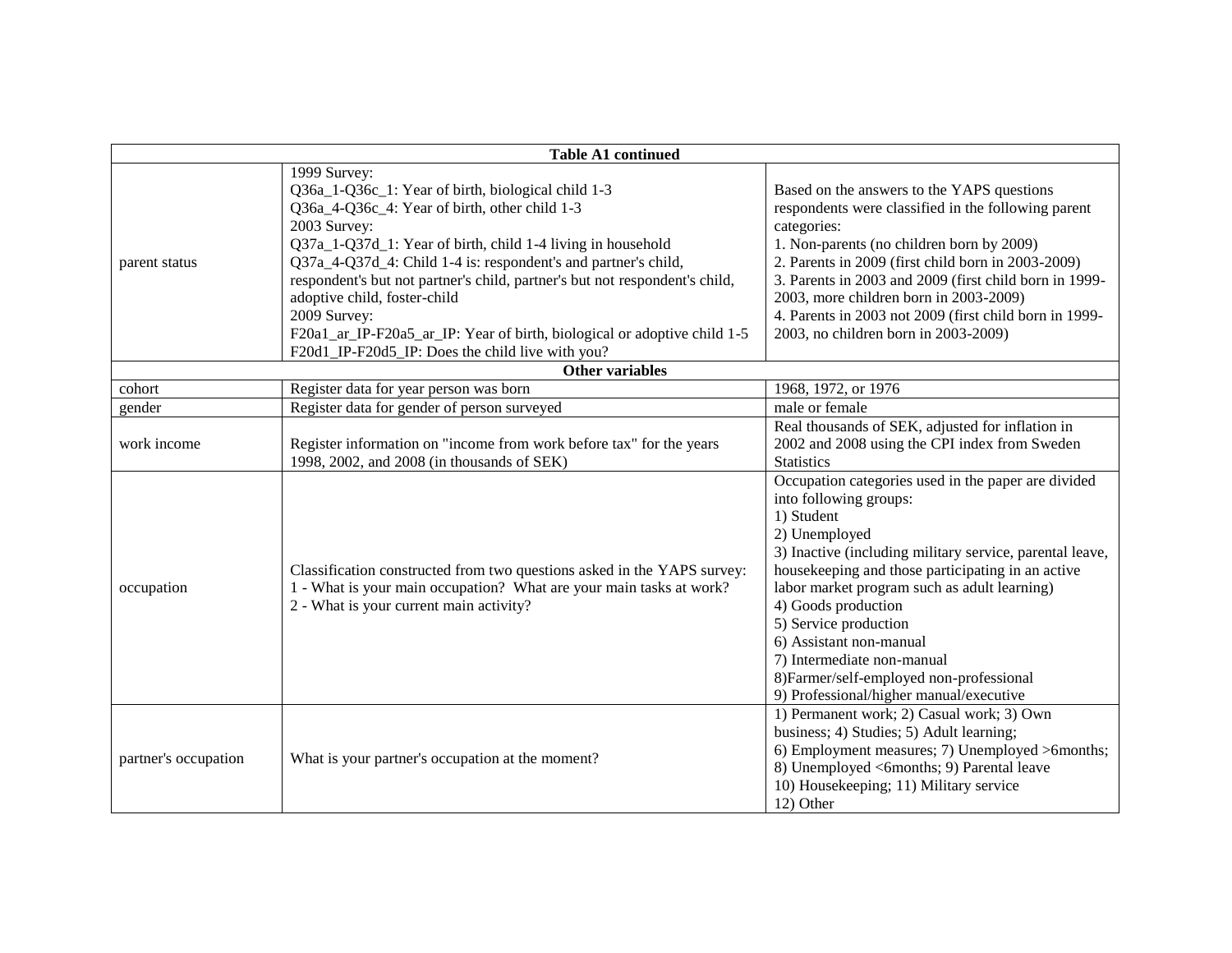| Table A1 continued | | |
|---|---|---|
| parent status | 1999 Survey:<br>Q36a_1-Q36c_1: Year of birth, biological child 1-3<br>Q36a_4-Q36c_4: Year of birth, other child 1-3<br>2003 Survey:<br>Q37a_1-Q37d_1: Year of birth, child 1-4 living in household<br>Q37a_4-Q37d_4: Child 1-4 is: respondent's and partner's child, respondent's but not partner's child, partner's but not respondent's child, adoptive child, foster-child<br>2009 Survey:<br>F20a1_ar_IP-F20a5_ar_IP: Year of birth, biological or adoptive child 1-5<br>F20d1_IP-F20d5_IP: Does the child live with you? | Based on the answers to the YAPS questions respondents were classified in the following parent categories:<br>1. Non-parents (no children born by 2009)<br>2. Parents in 2009 (first child born in 2003-2009)<br>3. Parents in 2003 and 2009 (first child born in 1999-2003, more children born in 2003-2009)<br>4. Parents in 2003 not 2009 (first child born in 1999-2003, no children born in 2003-2009) |
| **Other variables** | | |
| cohort | Register data for year person was born | 1968, 1972, or 1976 |
| gender | Register data for gender of person surveyed | male or female |
| work income | Register information on "income from work before tax" for the years 1998, 2002, and 2008 (in thousands of SEK) | Real thousands of SEK, adjusted for inflation in 2002 and 2008 using the CPI index from Sweden Statistics |
| occupation | Classification constructed from two questions asked in the YAPS survey:<br>1 - What is your main occupation? What are your main tasks at work?<br>2 - What is your current main activity? | Occupation categories used in the paper are divided into following groups:<br>1) Student<br>2) Unemployed<br>3) Inactive (including military service, parental leave, housekeeping and those participating in an active labor market program such as adult learning)<br>4) Goods production<br>5) Service production<br>6) Assistant non-manual<br>7) Intermediate non-manual<br>8)Farmer/self-employed non-professional<br>9) Professional/higher manual/executive |
| partner's occupation | What is your partner's occupation at the moment? | 1) Permanent work; 2) Casual work; 3) Own business; 4) Studies; 5) Adult learning;<br>6) Employment measures; 7) Unemployed >6months; 8) Unemployed <6months; 9) Parental leave<br>10) Housekeeping; 11) Military service<br>12) Other |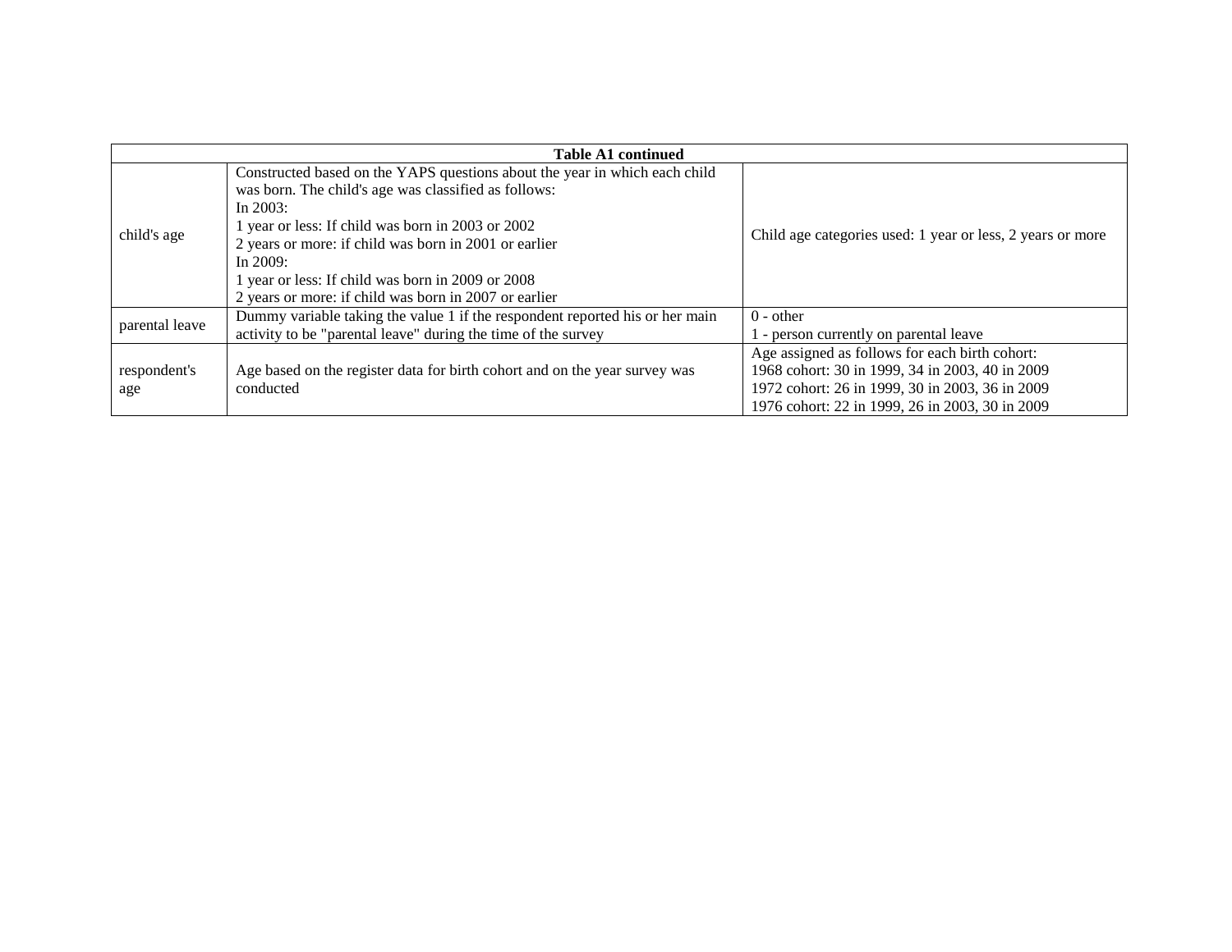| Table A1 continued | | |
|---|---|---|
| child's age | Constructed based on the YAPS questions about the year in which each child was born. The child's age was classified as follows:<br>In 2003:<br>1 year or less: If child was born in 2003 or 2002<br>2 years or more: if child was born in 2001 or earlier<br>In 2009:<br>1 year or less: If child was born in 2009 or 2008<br>2 years or more: if child was born in 2007 or earlier | Child age categories used: 1 year or less, 2 years or more |
| parental leave | Dummy variable taking the value 1 if the respondent reported his or her main activity to be "parental leave" during the time of the survey | 0 - other<br>1 - person currently on parental leave |
| respondent's age | Age based on the register data for birth cohort and on the year survey was conducted | Age assigned as follows for each birth cohort:<br>1968 cohort: 30 in 1999, 34 in 2003, 40 in 2009<br>1972 cohort: 26 in 1999, 30 in 2003, 36 in 2009<br>1976 cohort: 22 in 1999, 26 in 2003, 30 in 2009 |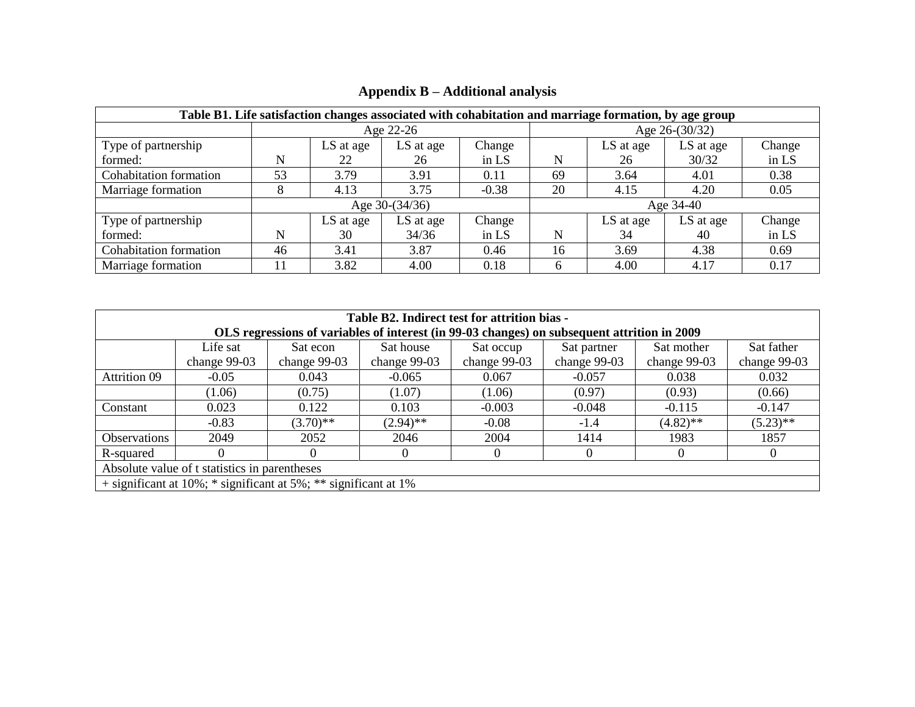## Appendix B – Additional analysis

**Table B1. Life satisfaction changes associated with cohabitation and marriage formation, by age group**

| | Age 22-26 | | | | Age 26-(30/32) | | | |
|---|---|---|---|---|---|---|---|---|
| Type of partnership formed: | N | LS at age 22 | LS at age 26 | Change in LS | N | LS at age 26 | LS at age 30/32 | Change in LS |
| Cohabitation formation | 53 | 3.79 | 3.91 | 0.11 | 69 | 3.64 | 4.01 | 0.38 |
| Marriage formation | 8 | 4.13 | 3.75 | -0.38 | 20 | 4.15 | 4.20 | 0.05 |
| | Age 30-(34/36) | | | | Age 34-40 | | | |
| Type of partnership formed: | N | LS at age 30 | LS at age 34/36 | Change in LS | N | LS at age 34 | LS at age 40 | Change in LS |
| Cohabitation formation | 46 | 3.41 | 3.87 | 0.46 | 16 | 3.69 | 4.38 | 0.69 |
| Marriage formation | 11 | 3.82 | 4.00 | 0.18 | 6 | 4.00 | 4.17 | 0.17 |

**Table B2. Indirect test for attrition bias - OLS regressions of variables of interest (in 99-03 changes) on subsequent attrition in 2009**

| | Life sat change 99-03 | Sat econ change 99-03 | Sat house change 99-03 | Sat occup change 99-03 | Sat partner change 99-03 | Sat mother change 99-03 | Sat father change 99-03 |
|---|---|---|---|---|---|---|---|
| Attrition 09 | -0.05 | 0.043 | -0.065 | 0.067 | -0.057 | 0.038 | 0.032 |
| | (1.06) | (0.75) | (1.07) | (1.06) | (0.97) | (0.93) | (0.66) |
| Constant | 0.023 | 0.122 | 0.103 | -0.003 | -0.048 | -0.115 | -0.147 |
| | -0.83 | (3.70)** | (2.94)** | -0.08 | -1.4 | (4.82)** | (5.23)** |
| Observations | 2049 | 2052 | 2046 | 2004 | 1414 | 1983 | 1857 |
| R-squared | 0 | 0 | 0 | 0 | 0 | 0 | 0 |

Absolute value of t statistics in parentheses

+ significant at 10%; * significant at 5%; ** significant at 1%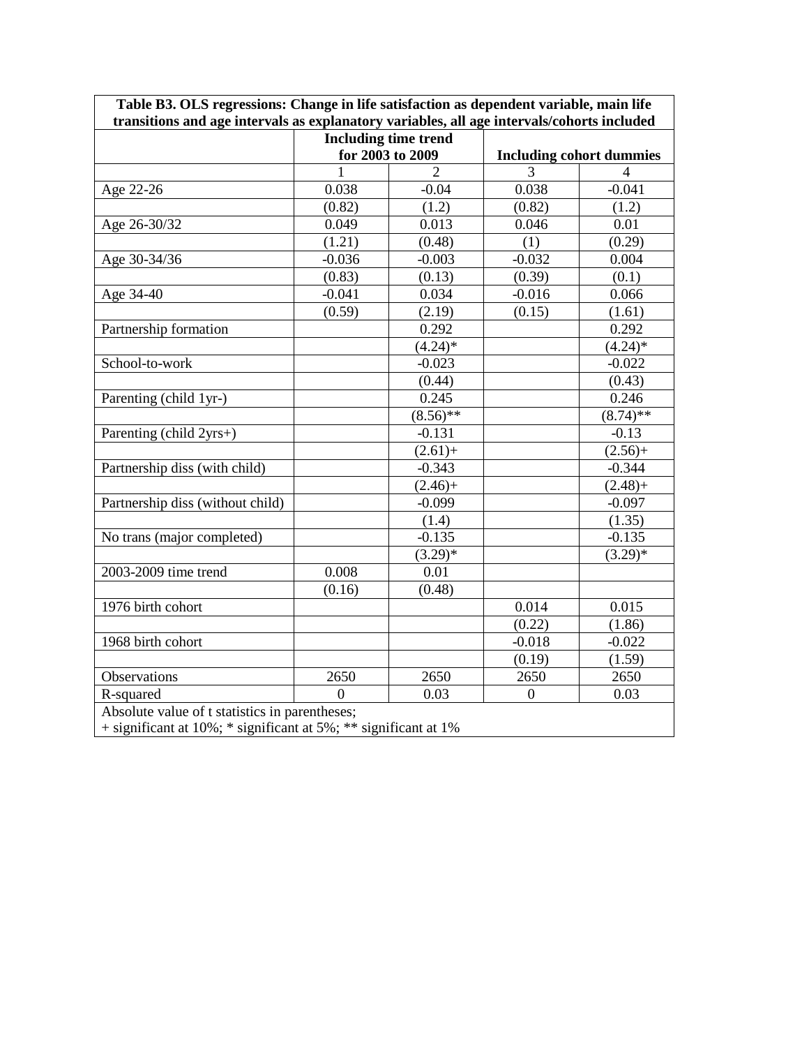**Table B3. OLS regressions: Change in life satisfaction as dependent variable, main life transitions and age intervals as explanatory variables, all age intervals/cohorts included**

| | Including time trend for 2003 to 2009 | | Including cohort dummies | |
|---|---|---|---|---|
| | 1 | 2 | 3 | 4 |
| Age 22-26 | 0.038 | -0.04 | 0.038 | -0.041 |
| | (0.82) | (1.2) | (0.82) | (1.2) |
| Age 26-30/32 | 0.049 | 0.013 | 0.046 | 0.01 |
| | (1.21) | (0.48) | (1) | (0.29) |
| Age 30-34/36 | -0.036 | -0.003 | -0.032 | 0.004 |
| | (0.83) | (0.13) | (0.39) | (0.1) |
| Age 34-40 | -0.041 | 0.034 | -0.016 | 0.066 |
| | (0.59) | (2.19) | (0.15) | (1.61) |
| Partnership formation | | 0.292 | | 0.292 |
| | | (4.24)* | | (4.24)* |
| School-to-work | | -0.023 | | -0.022 |
| | | (0.44) | | (0.43) |
| Parenting (child 1yr-) | | 0.245 | | 0.246 |
| | | (8.56)** | | (8.74)** |
| Parenting (child 2yrs+) | | -0.131 | | -0.13 |
| | | (2.61)+ | | (2.56)+ |
| Partnership diss (with child) | | -0.343 | | -0.344 |
| | | (2.46)+ | | (2.48)+ |
| Partnership diss (without child) | | -0.099 | | -0.097 |
| | | (1.4) | | (1.35) |
| No trans (major completed) | | -0.135 | | -0.135 |
| | | (3.29)* | | (3.29)* |
| 2003-2009 time trend | 0.008 | 0.01 | | |
| | (0.16) | (0.48) | | |
| 1976 birth cohort | | | 0.014 | 0.015 |
| | | | (0.22) | (1.86) |
| 1968 birth cohort | | | -0.018 | -0.022 |
| | | | (0.19) | (1.59) |
| Observations | 2650 | 2650 | 2650 | 2650 |
| R-squared | 0 | 0.03 | 0 | 0.03 |

Absolute value of t statistics in parentheses;
+ significant at 10%; * significant at 5%; ** significant at 1%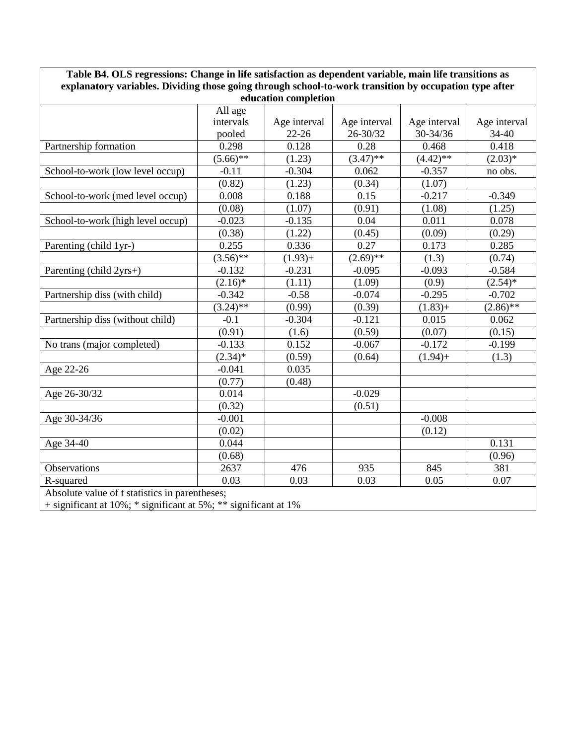**Table B4. OLS regressions: Change in life satisfaction as dependent variable, main life transitions as explanatory variables. Dividing those going through school-to-work transition by occupation type after education completion**

| | All age intervals pooled | Age interval 22-26 | Age interval 26-30/32 | Age interval 30-34/36 | Age interval 34-40 |
|---|---|---|---|---|---|
| Partnership formation | 0.298 | 0.128 | 0.28 | 0.468 | 0.418 |
| | (5.66)** | (1.23) | (3.47)** | (4.42)** | (2.03)* |
| School-to-work (low level occup) | -0.11 | -0.304 | 0.062 | -0.357 | no obs. |
| | (0.82) | (1.23) | (0.34) | (1.07) | |
| School-to-work (med level occup) | 0.008 | 0.188 | 0.15 | -0.217 | -0.349 |
| | (0.08) | (1.07) | (0.91) | (1.08) | (1.25) |
| School-to-work (high level occup) | -0.023 | -0.135 | 0.04 | 0.011 | 0.078 |
| | (0.38) | (1.22) | (0.45) | (0.09) | (0.29) |
| Parenting (child 1yr-) | 0.255 | 0.336 | 0.27 | 0.173 | 0.285 |
| | (3.56)** | (1.93)+ | (2.69)** | (1.3) | (0.74) |
| Parenting (child 2yrs+) | -0.132 | -0.231 | -0.095 | -0.093 | -0.584 |
| | (2.16)* | (1.11) | (1.09) | (0.9) | (2.54)* |
| Partnership diss (with child) | -0.342 | -0.58 | -0.074 | -0.295 | -0.702 |
| | (3.24)** | (0.99) | (0.39) | (1.83)+ | (2.86)** |
| Partnership diss (without child) | -0.1 | -0.304 | -0.121 | 0.015 | 0.062 |
| | (0.91) | (1.6) | (0.59) | (0.07) | (0.15) |
| No trans (major completed) | -0.133 | 0.152 | -0.067 | -0.172 | -0.199 |
| | (2.34)* | (0.59) | (0.64) | (1.94)+ | (1.3) |
| Age 22-26 | -0.041 | 0.035 | | | |
| | (0.77) | (0.48) | | | |
| Age 26-30/32 | 0.014 | | -0.029 | | |
| | (0.32) | | (0.51) | | |
| Age 30-34/36 | -0.001 | | | -0.008 | |
| | (0.02) | | | (0.12) | |
| Age 34-40 | 0.044 | | | | 0.131 |
| | (0.68) | | | | (0.96) |
| Observations | 2637 | 476 | 935 | 845 | 381 |
| R-squared | 0.03 | 0.03 | 0.03 | 0.05 | 0.07 |

Absolute value of t statistics in parentheses;
+ significant at 10%; * significant at 5%; ** significant at 1%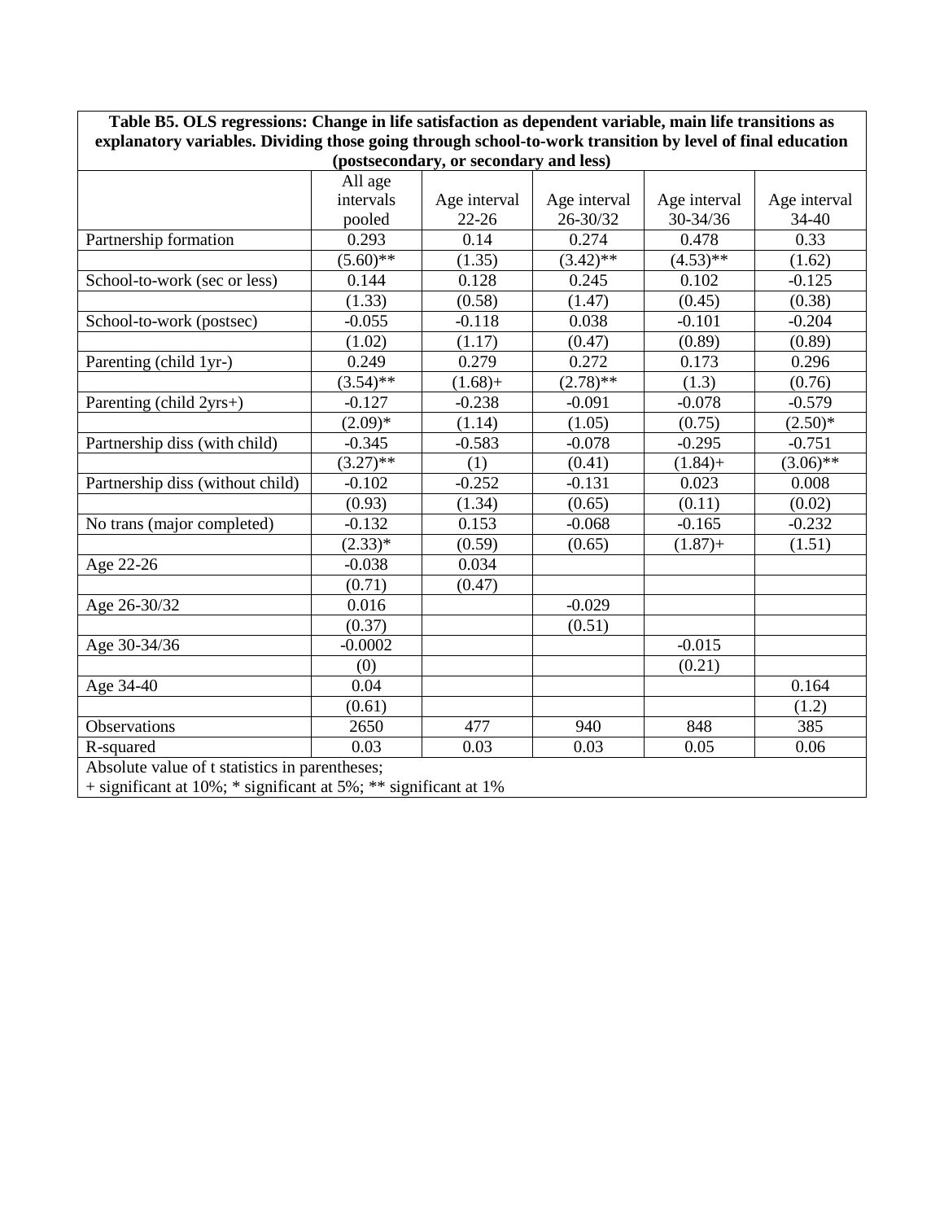**Table B5. OLS regressions: Change in life satisfaction as dependent variable, main life transitions as explanatory variables. Dividing those going through school-to-work transition by level of final education (postsecondary, or secondary and less)**

| | All age intervals pooled | Age interval 22-26 | Age interval 26-30/32 | Age interval 30-34/36 | Age interval 34-40 |
|---|---|---|---|---|---|
| Partnership formation | 0.293 | 0.14 | 0.274 | 0.478 | 0.33 |
| | (5.60)** | (1.35) | (3.42)** | (4.53)** | (1.62) |
| School-to-work (sec or less) | 0.144 | 0.128 | 0.245 | 0.102 | -0.125 |
| | (1.33) | (0.58) | (1.47) | (0.45) | (0.38) |
| School-to-work (postsec) | -0.055 | -0.118 | 0.038 | -0.101 | -0.204 |
| | (1.02) | (1.17) | (0.47) | (0.89) | (0.89) |
| Parenting (child 1yr-) | 0.249 | 0.279 | 0.272 | 0.173 | 0.296 |
| | (3.54)** | (1.68)+ | (2.78)** | (1.3) | (0.76) |
| Parenting (child 2yrs+) | -0.127 | -0.238 | -0.091 | -0.078 | -0.579 |
| | (2.09)* | (1.14) | (1.05) | (0.75) | (2.50)* |
| Partnership diss (with child) | -0.345 | -0.583 | -0.078 | -0.295 | -0.751 |
| | (3.27)** | (1) | (0.41) | (1.84)+ | (3.06)** |
| Partnership diss (without child) | -0.102 | -0.252 | -0.131 | 0.023 | 0.008 |
| | (0.93) | (1.34) | (0.65) | (0.11) | (0.02) |
| No trans (major completed) | -0.132 | 0.153 | -0.068 | -0.165 | -0.232 |
| | (2.33)* | (0.59) | (0.65) | (1.87)+ | (1.51) |
| Age 22-26 | -0.038 | 0.034 | | | |
| | (0.71) | (0.47) | | | |
| Age 26-30/32 | 0.016 | | -0.029 | | |
| | (0.37) | | (0.51) | | |
| Age 30-34/36 | -0.0002 | | | -0.015 | |
| | (0) | | | (0.21) | |
| Age 34-40 | 0.04 | | | | 0.164 |
| | (0.61) | | | | (1.2) |
| Observations | 2650 | 477 | 940 | 848 | 385 |
| R-squared | 0.03 | 0.03 | 0.03 | 0.05 | 0.06 |

Absolute value of t statistics in parentheses;
+ significant at 10%; * significant at 5%; ** significant at 1%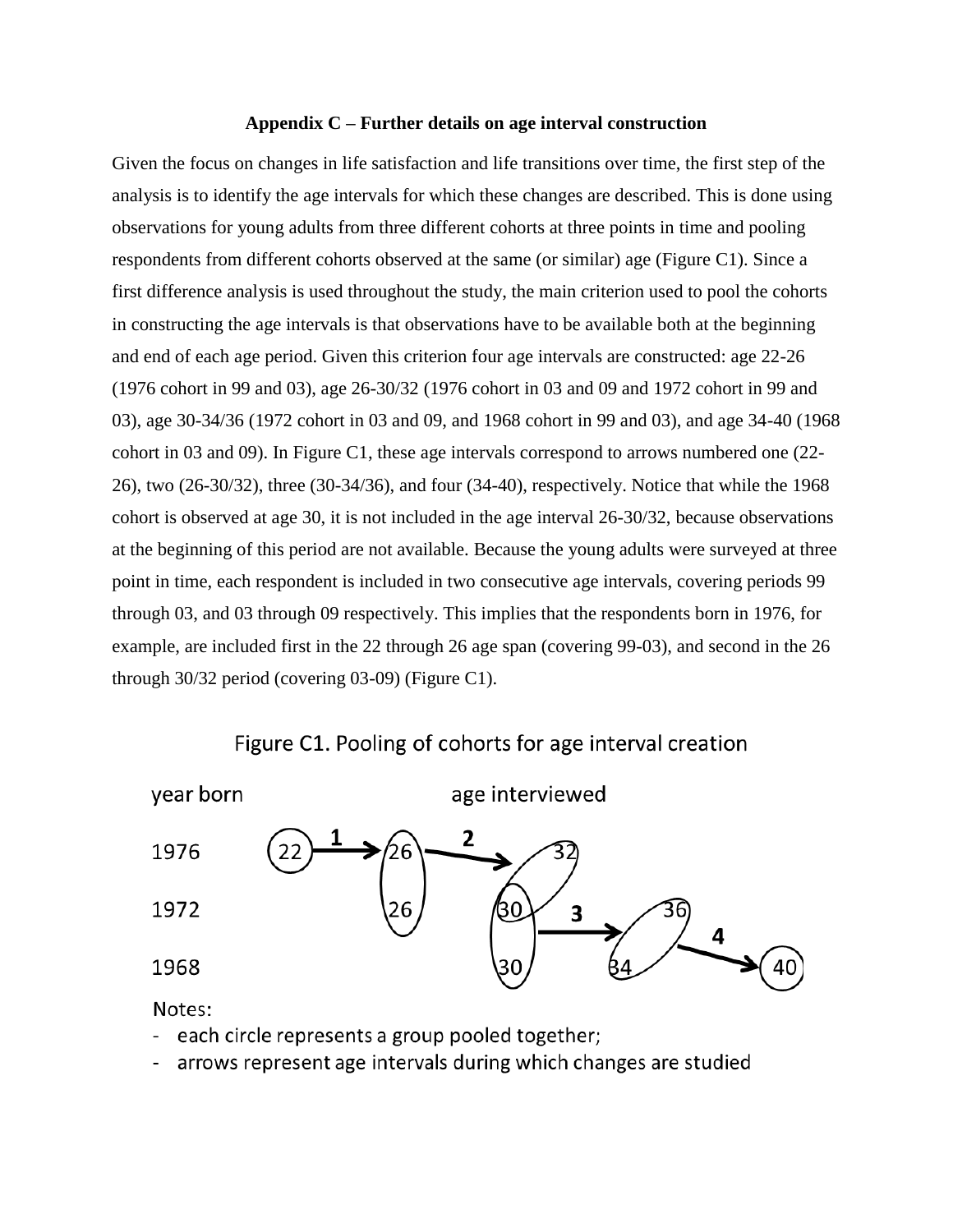**Appendix C – Further details on age interval construction**

Given the focus on changes in life satisfaction and life transitions over time, the first step of the analysis is to identify the age intervals for which these changes are described. This is done using observations for young adults from three different cohorts at three points in time and pooling respondents from different cohorts observed at the same (or similar) age (Figure C1). Since a first difference analysis is used throughout the study, the main criterion used to pool the cohorts in constructing the age intervals is that observations have to be available both at the beginning and end of each age period. Given this criterion four age intervals are constructed: age 22-26 (1976 cohort in 99 and 03), age 26-30/32 (1976 cohort in 03 and 09 and 1972 cohort in 99 and 03), age 30-34/36 (1972 cohort in 03 and 09, and 1968 cohort in 99 and 03), and age 34-40 (1968 cohort in 03 and 09). In Figure C1, these age intervals correspond to arrows numbered one (22-26), two (26-30/32), three (30-34/36), and four (34-40), respectively. Notice that while the 1968 cohort is observed at age 30, it is not included in the age interval 26-30/32, because observations at the beginning of this period are not available. Because the young adults were surveyed at three point in time, each respondent is included in two consecutive age intervals, covering periods 99 through 03, and 03 through 09 respectively. This implies that the respondents born in 1976, for example, are included first in the 22 through 26 age span (covering 99-03), and second in the 26 through 30/32 period (covering 03-09) (Figure C1).

Figure C1. Pooling of cohorts for age interval creation

year born

age interviewed

1976

1972

1968

22

26

26

32

30

30

36

34

40

1

2

3

4

Notes:

- each circle represents a group pooled together;
- arrows represent age intervals during which changes are studied